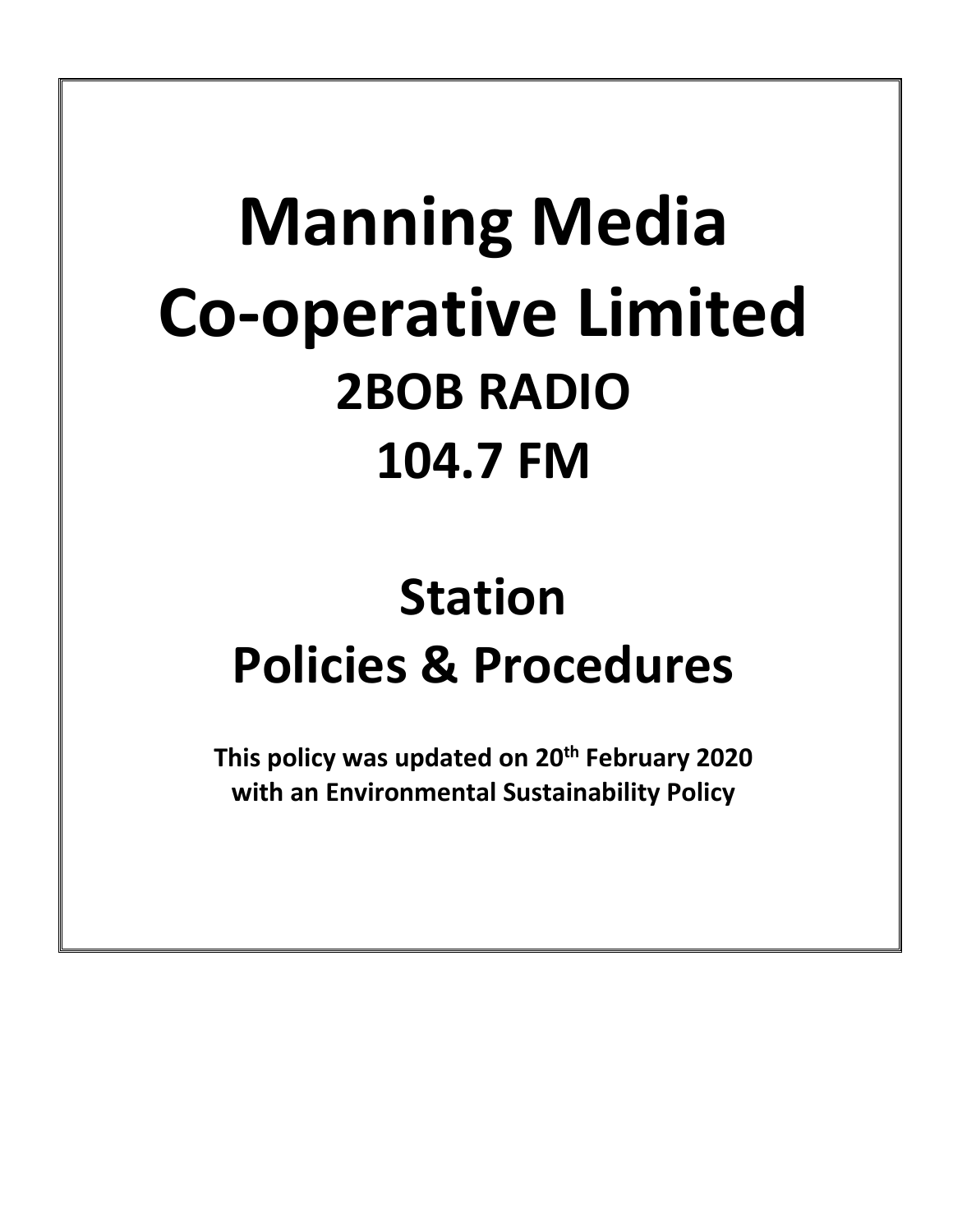# Manning Media Co-operative Limited

## 2BOB RADIO

## 104.7 FM

# Station Policies & Procedures

**This policy was updated on 20th February 2020 with an Environmental Sustainability Policy**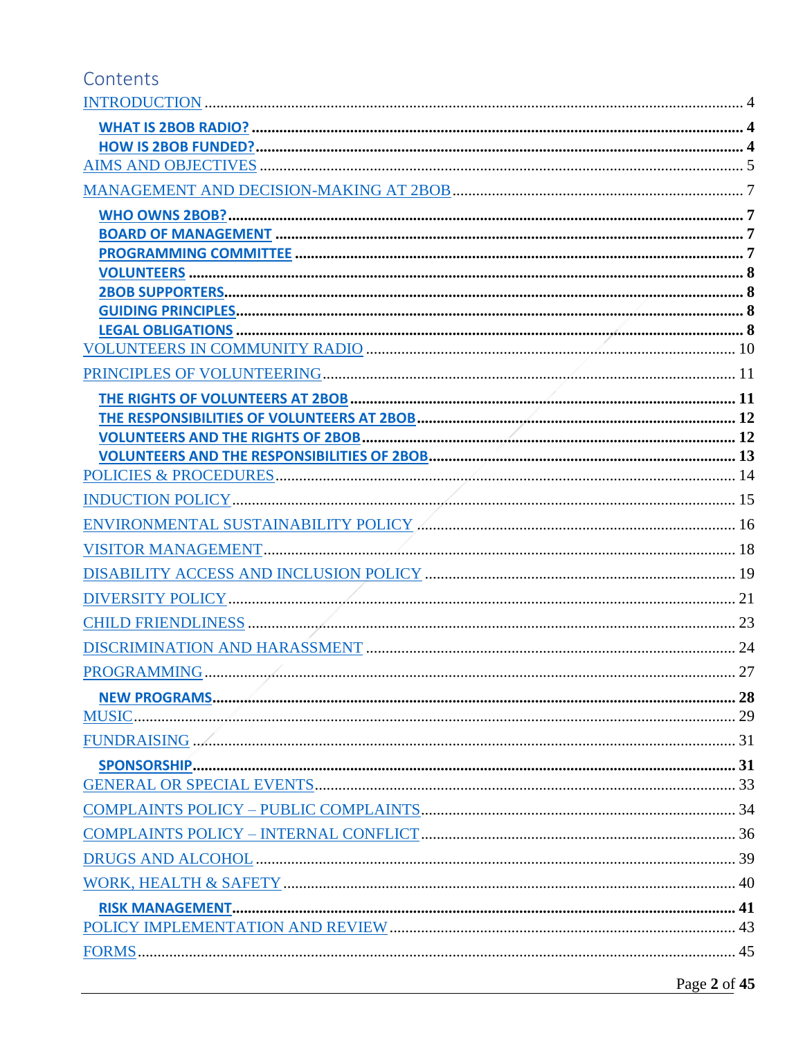# Contents

- INTRODUCTION ..... 4
  - **WHAT IS 2BOB RADIO?** ..... **4**
  - **HOW IS 2BOB FUNDED?** ..... **4**
- AIMS AND OBJECTIVES ..... 5
- MANAGEMENT AND DECISION-MAKING AT 2BOB ..... 7
  - **WHO OWNS 2BOB?** ..... **7**
  - **BOARD OF MANAGEMENT** ..... **7**
  - **PROGRAMMING COMMITTEE** ..... **7**
  - **VOLUNTEERS** ..... **8**
  - **2BOB SUPPORTERS** ..... **8**
  - **GUIDING PRINCIPLES** ..... **8**
  - **LEGAL OBLIGATIONS** ..... **8**
- VOLUNTEERS IN COMMUNITY RADIO ..... 10
- PRINCIPLES OF VOLUNTEERING ..... 11
  - **THE RIGHTS OF VOLUNTEERS AT 2BOB** ..... **11**
  - **THE RESPONSIBILITIES OF VOLUNTEERS AT 2BOB** ..... **12**
  - **VOLUNTEERS AND THE RIGHTS OF 2BOB** ..... **12**
  - **VOLUNTEERS AND THE RESPONSIBILITIES OF 2BOB** ..... **13**
- POLICIES & PROCEDURES ..... 14
- INDUCTION POLICY ..... 15
- ENVIRONMENTAL SUSTAINABILITY POLICY ..... 16
- VISITOR MANAGEMENT ..... 18
- DISABILITY ACCESS AND INCLUSION POLICY ..... 19
- DIVERSITY POLICY ..... 21
- CHILD FRIENDLINESS ..... 23
- DISCRIMINATION AND HARASSMENT ..... 24
- PROGRAMMING ..... 27
  - **NEW PROGRAMS** ..... **28**
- MUSIC ..... 29
- FUNDRAISING ..... 31
  - **SPONSORSHIP** ..... **31**
- GENERAL OR SPECIAL EVENTS ..... 33
- COMPLAINTS POLICY – PUBLIC COMPLAINTS ..... 34
- COMPLAINTS POLICY – INTERNAL CONFLICT ..... 36
- DRUGS AND ALCOHOL ..... 39
- WORK, HEALTH & SAFETY ..... 40
  - **RISK MANAGEMENT** ..... **41**
- POLICY IMPLEMENTATION AND REVIEW ..... 43
- FORMS ..... 45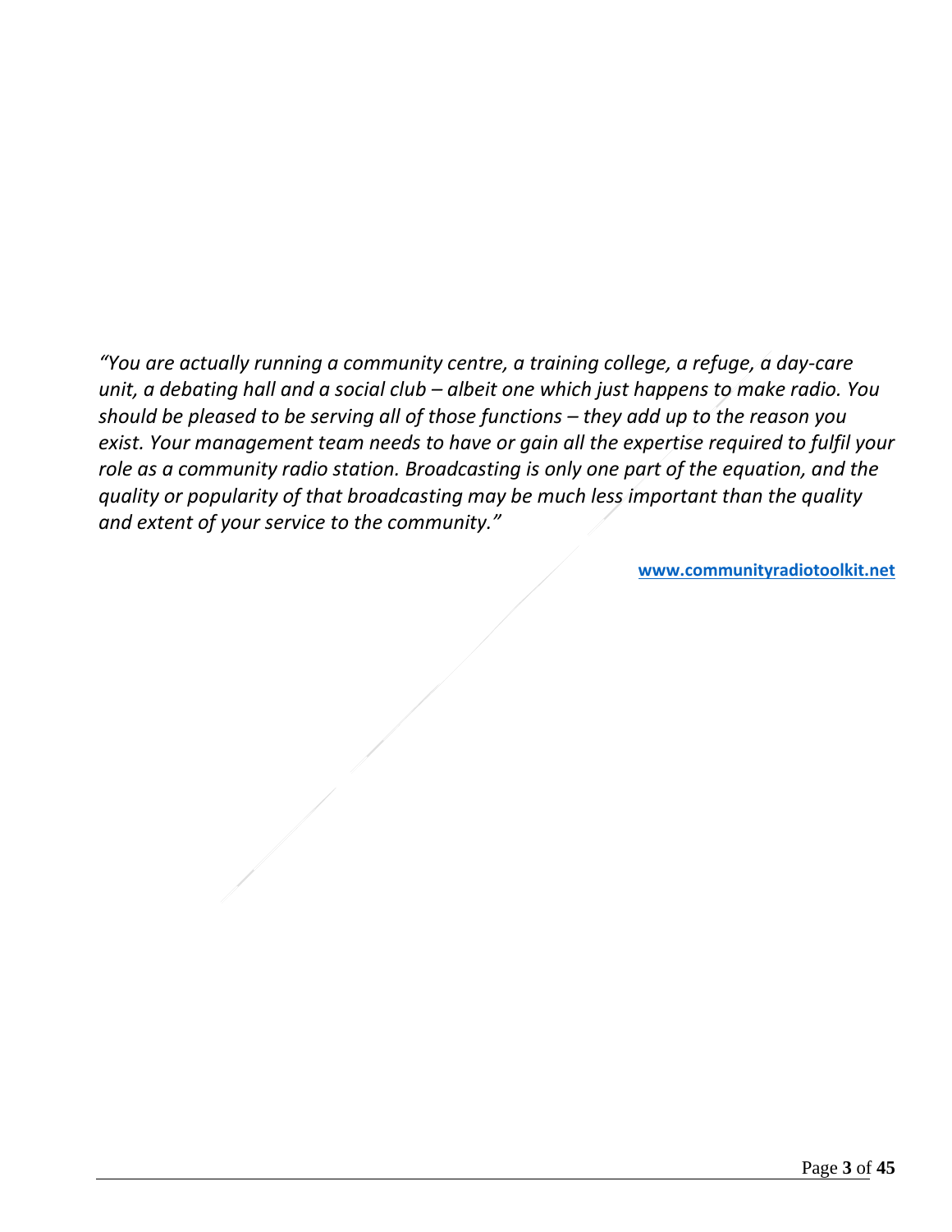*"You are actually running a community centre, a training college, a refuge, a day-care unit, a debating hall and a social club – albeit one which just happens to make radio. You should be pleased to be serving all of those functions – they add up to the reason you exist. Your management team needs to have or gain all the expertise required to fulfil your role as a community radio station. Broadcasting is only one part of the equation, and the quality or popularity of that broadcasting may be much less important than the quality and extent of your service to the community."*

**www.communityradiotoolkit.net**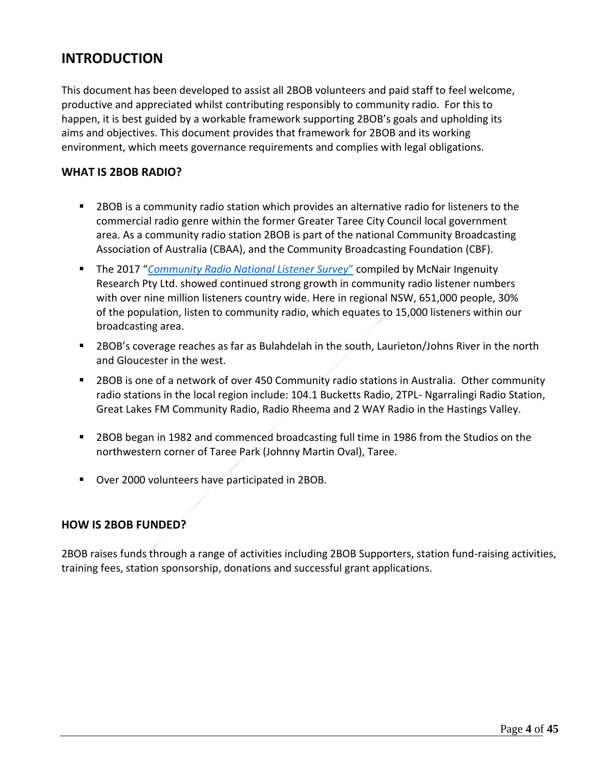# INTRODUCTION

This document has been developed to assist all 2BOB volunteers and paid staff to feel welcome, productive and appreciated whilst contributing responsibly to community radio. For this to happen, it is best guided by a workable framework supporting 2BOB's goals and upholding its aims and objectives. This document provides that framework for 2BOB and its working environment, which meets governance requirements and complies with legal obligations.

## WHAT IS 2BOB RADIO?

- 2BOB is a community radio station which provides an alternative radio for listeners to the commercial radio genre within the former Greater Taree City Council local government area. As a community radio station 2BOB is part of the national Community Broadcasting Association of Australia (CBAA), and the Community Broadcasting Foundation (CBF).
- The 2017 "*Community Radio National Listener Survey*" compiled by McNair Ingenuity Research Pty Ltd. showed continued strong growth in community radio listener numbers with over nine million listeners country wide. Here in regional NSW, 651,000 people, 30% of the population, listen to community radio, which equates to 15,000 listeners within our broadcasting area.
- 2BOB's coverage reaches as far as Bulahdelah in the south, Laurieton/Johns River in the north and Gloucester in the west.
- 2BOB is one of a network of over 450 Community radio stations in Australia. Other community radio stations in the local region include: 104.1 Bucketts Radio, 2TPL- Ngarralingi Radio Station, Great Lakes FM Community Radio, Radio Rheema and 2 WAY Radio in the Hastings Valley.
- 2BOB began in 1982 and commenced broadcasting full time in 1986 from the Studios on the northwestern corner of Taree Park (Johnny Martin Oval), Taree.
- Over 2000 volunteers have participated in 2BOB.

## HOW IS 2BOB FUNDED?

2BOB raises funds through a range of activities including 2BOB Supporters, station fund-raising activities, training fees, station sponsorship, donations and successful grant applications.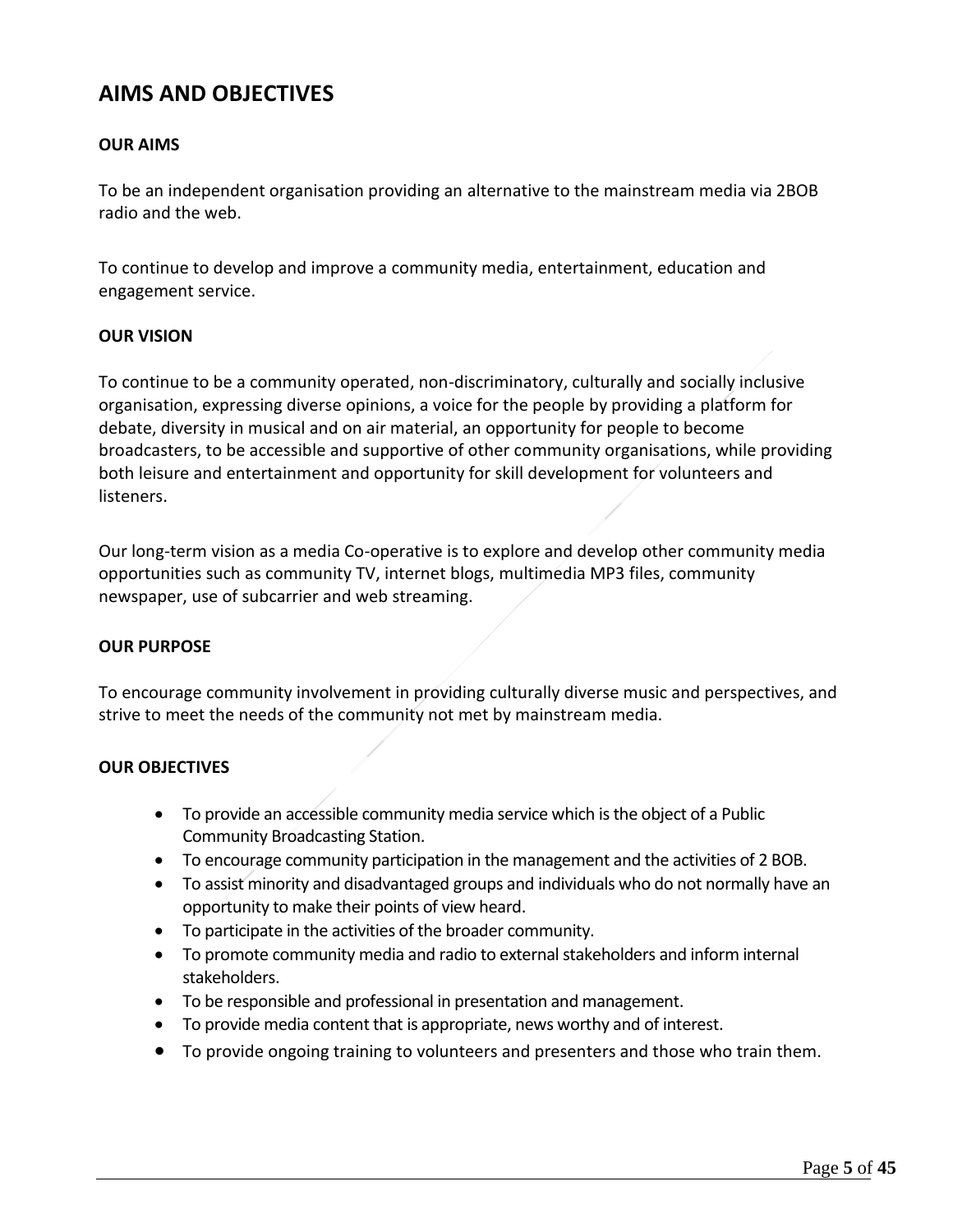# AIMS AND OBJECTIVES

### OUR AIMS

To be an independent organisation providing an alternative to the mainstream media via 2BOB radio and the web.

To continue to develop and improve a community media, entertainment, education and engagement service.

### OUR VISION

To continue to be a community operated, non-discriminatory, culturally and socially inclusive organisation, expressing diverse opinions, a voice for the people by providing a platform for debate, diversity in musical and on air material, an opportunity for people to become broadcasters, to be accessible and supportive of other community organisations, while providing both leisure and entertainment and opportunity for skill development for volunteers and listeners.

Our long-term vision as a media Co-operative is to explore and develop other community media opportunities such as community TV, internet blogs, multimedia MP3 files, community newspaper, use of subcarrier and web streaming.

### OUR PURPOSE

To encourage community involvement in providing culturally diverse music and perspectives, and strive to meet the needs of the community not met by mainstream media.

### OUR OBJECTIVES

- To provide an accessible community media service which is the object of a Public Community Broadcasting Station.
- To encourage community participation in the management and the activities of 2 BOB.
- To assist minority and disadvantaged groups and individuals who do not normally have an opportunity to make their points of view heard.
- To participate in the activities of the broader community.
- To promote community media and radio to external stakeholders and inform internal stakeholders.
- To be responsible and professional in presentation and management.
- To provide media content that is appropriate, news worthy and of interest.
- To provide ongoing training to volunteers and presenters and those who train them.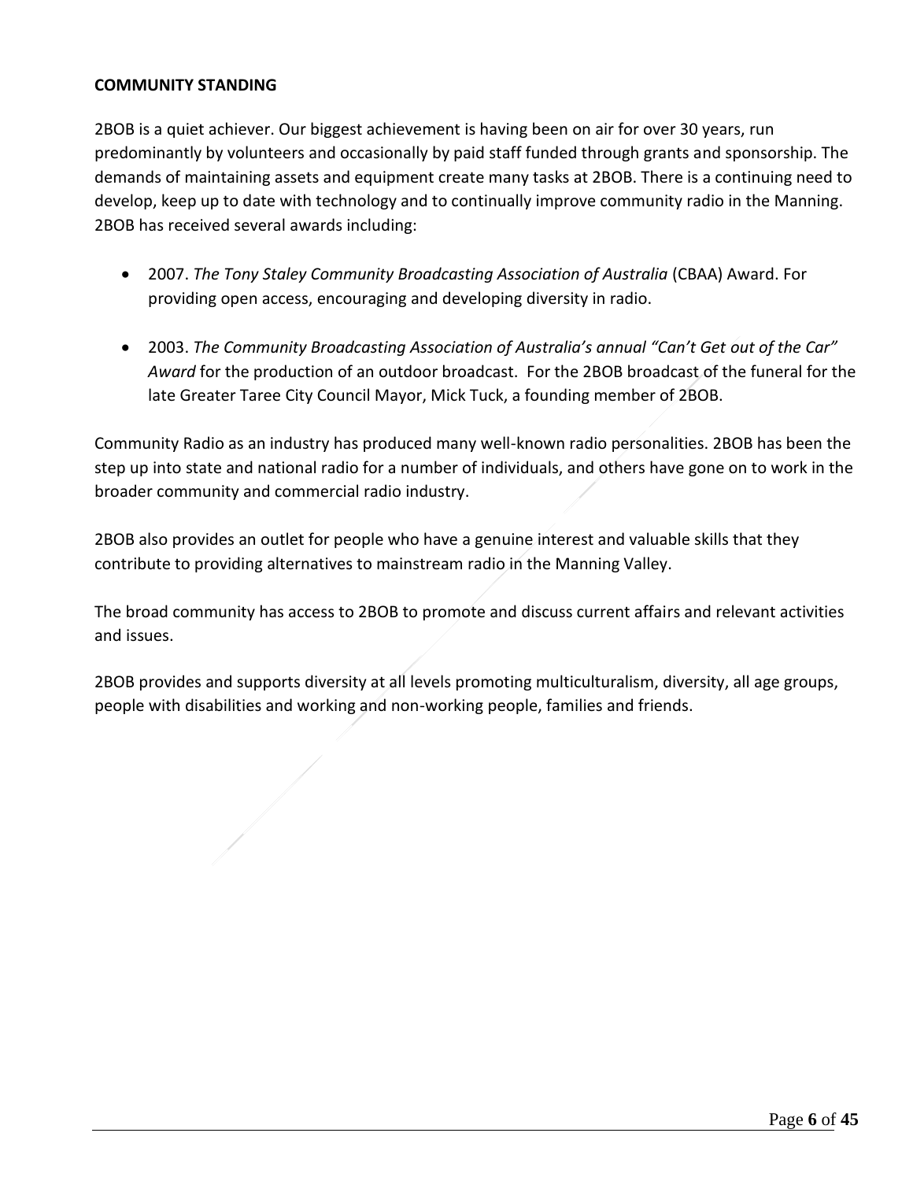**COMMUNITY STANDING**

2BOB is a quiet achiever. Our biggest achievement is having been on air for over 30 years, run predominantly by volunteers and occasionally by paid staff funded through grants and sponsorship. The demands of maintaining assets and equipment create many tasks at 2BOB. There is a continuing need to develop, keep up to date with technology and to continually improve community radio in the Manning. 2BOB has received several awards including:

- 2007. *The Tony Staley Community Broadcasting Association of Australia* (CBAA) Award. For providing open access, encouraging and developing diversity in radio.

- 2003. *The Community Broadcasting Association of Australia's annual "Can't Get out of the Car" Award* for the production of an outdoor broadcast. For the 2BOB broadcast of the funeral for the late Greater Taree City Council Mayor, Mick Tuck, a founding member of 2BOB.

Community Radio as an industry has produced many well-known radio personalities. 2BOB has been the step up into state and national radio for a number of individuals, and others have gone on to work in the broader community and commercial radio industry.

2BOB also provides an outlet for people who have a genuine interest and valuable skills that they contribute to providing alternatives to mainstream radio in the Manning Valley.

The broad community has access to 2BOB to promote and discuss current affairs and relevant activities and issues.

2BOB provides and supports diversity at all levels promoting multiculturalism, diversity, all age groups, people with disabilities and working and non-working people, families and friends.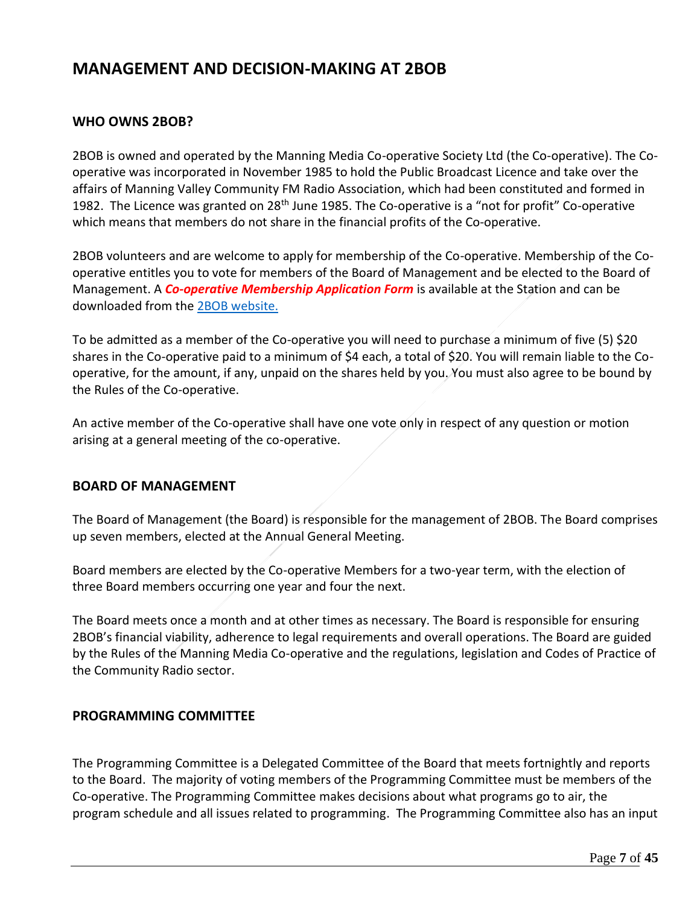# MANAGEMENT AND DECISION-MAKING AT 2BOB

## WHO OWNS 2BOB?

2BOB is owned and operated by the Manning Media Co-operative Society Ltd (the Co-operative). The Co-operative was incorporated in November 1985 to hold the Public Broadcast Licence and take over the affairs of Manning Valley Community FM Radio Association, which had been constituted and formed in 1982. The Licence was granted on 28th June 1985. The Co-operative is a "not for profit" Co-operative which means that members do not share in the financial profits of the Co-operative.

2BOB volunteers and are welcome to apply for membership of the Co-operative. Membership of the Co-operative entitles you to vote for members of the Board of Management and be elected to the Board of Management. A ***Co-operative Membership Application Form*** is available at the Station and can be downloaded from the 2BOB website.

To be admitted as a member of the Co-operative you will need to purchase a minimum of five (5) $20 shares in the Co-operative paid to a minimum of $4 each, a total of $20. You will remain liable to the Co-operative, for the amount, if any, unpaid on the shares held by you. You must also agree to be bound by the Rules of the Co-operative.

An active member of the Co-operative shall have one vote only in respect of any question or motion arising at a general meeting of the co-operative.

## BOARD OF MANAGEMENT

The Board of Management (the Board) is responsible for the management of 2BOB. The Board comprises up seven members, elected at the Annual General Meeting.

Board members are elected by the Co-operative Members for a two-year term, with the election of three Board members occurring one year and four the next.

The Board meets once a month and at other times as necessary. The Board is responsible for ensuring 2BOB's financial viability, adherence to legal requirements and overall operations. The Board are guided by the Rules of the Manning Media Co-operative and the regulations, legislation and Codes of Practice of the Community Radio sector.

## PROGRAMMING COMMITTEE

The Programming Committee is a Delegated Committee of the Board that meets fortnightly and reports to the Board. The majority of voting members of the Programming Committee must be members of the Co-operative. The Programming Committee makes decisions about what programs go to air, the program schedule and all issues related to programming. The Programming Committee also has an input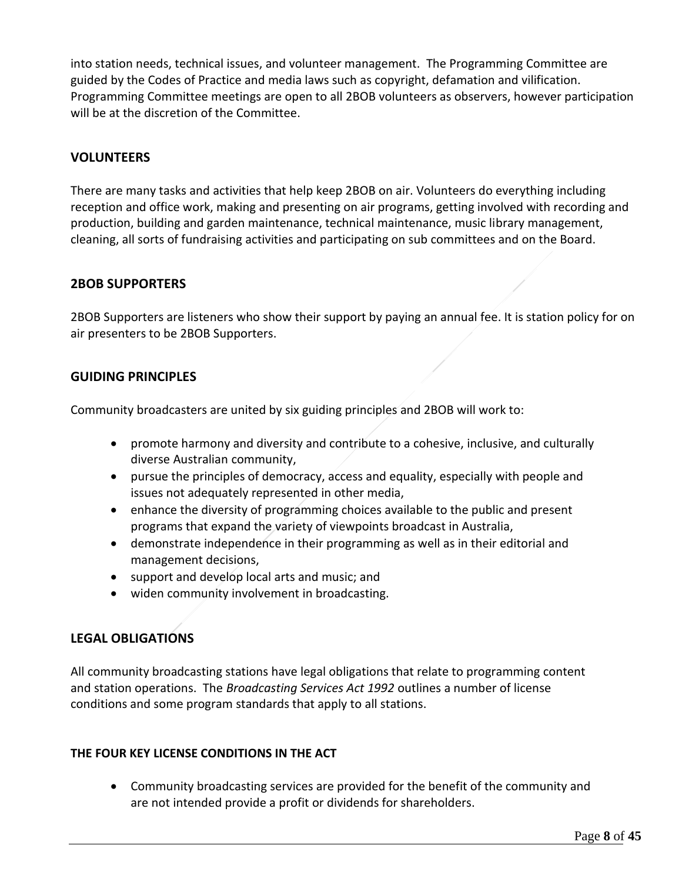into station needs, technical issues, and volunteer management.  The Programming Committee are guided by the Codes of Practice and media laws such as copyright, defamation and vilification. Programming Committee meetings are open to all 2BOB volunteers as observers, however participation will be at the discretion of the Committee.

## VOLUNTEERS

There are many tasks and activities that help keep 2BOB on air. Volunteers do everything including reception and office work, making and presenting on air programs, getting involved with recording and production, building and garden maintenance, technical maintenance, music library management, cleaning, all sorts of fundraising activities and participating on sub committees and on the Board.

## 2BOB SUPPORTERS

2BOB Supporters are listeners who show their support by paying an annual fee. It is station policy for on air presenters to be 2BOB Supporters.

## GUIDING PRINCIPLES

Community broadcasters are united by six guiding principles and 2BOB will work to:

- promote harmony and diversity and contribute to a cohesive, inclusive, and culturally diverse Australian community,
- pursue the principles of democracy, access and equality, especially with people and issues not adequately represented in other media,
- enhance the diversity of programming choices available to the public and present programs that expand the variety of viewpoints broadcast in Australia,
- demonstrate independence in their programming as well as in their editorial and management decisions,
- support and develop local arts and music; and
- widen community involvement in broadcasting.

## LEGAL OBLIGATIONS

All community broadcasting stations have legal obligations that relate to programming content and station operations.  The *Broadcasting Services Act 1992* outlines a number of license conditions and some program standards that apply to all stations.

### THE FOUR KEY LICENSE CONDITIONS IN THE ACT

- Community broadcasting services are provided for the benefit of the community and are not intended provide a profit or dividends for shareholders.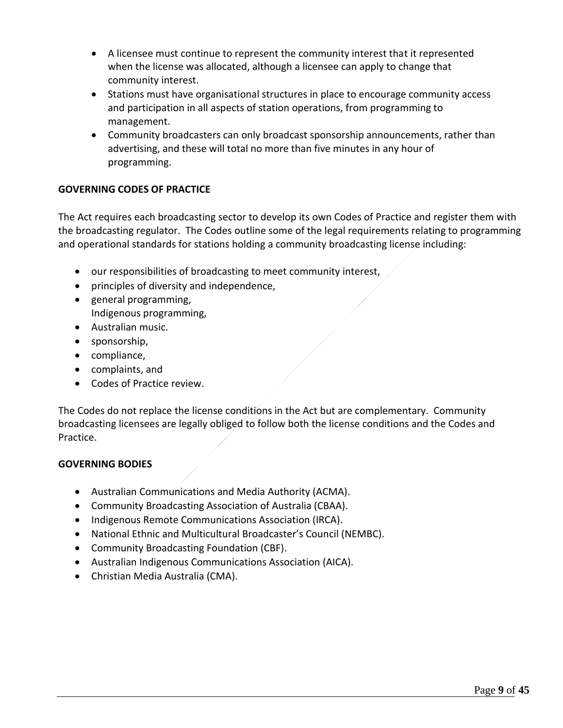- A licensee must continue to represent the community interest that it represented when the license was allocated, although a licensee can apply to change that community interest.
- Stations must have organisational structures in place to encourage community access and participation in all aspects of station operations, from programming to management.
- Community broadcasters can only broadcast sponsorship announcements, rather than advertising, and these will total no more than five minutes in any hour of programming.

**GOVERNING CODES OF PRACTICE**

The Act requires each broadcasting sector to develop its own Codes of Practice and register them with the broadcasting regulator. The Codes outline some of the legal requirements relating to programming and operational standards for stations holding a community broadcasting license including:

- our responsibilities of broadcasting to meet community interest,
- principles of diversity and independence,
- general programming,
  Indigenous programming,
- Australian music.
- sponsorship,
- compliance,
- complaints, and
- Codes of Practice review.

The Codes do not replace the license conditions in the Act but are complementary. Community broadcasting licensees are legally obliged to follow both the license conditions and the Codes and Practice.

**GOVERNING BODIES**

- Australian Communications and Media Authority (ACMA).
- Community Broadcasting Association of Australia (CBAA).
- Indigenous Remote Communications Association (IRCA).
- National Ethnic and Multicultural Broadcaster's Council (NEMBC).
- Community Broadcasting Foundation (CBF).
- Australian Indigenous Communications Association (AICA).
- Christian Media Australia (CMA).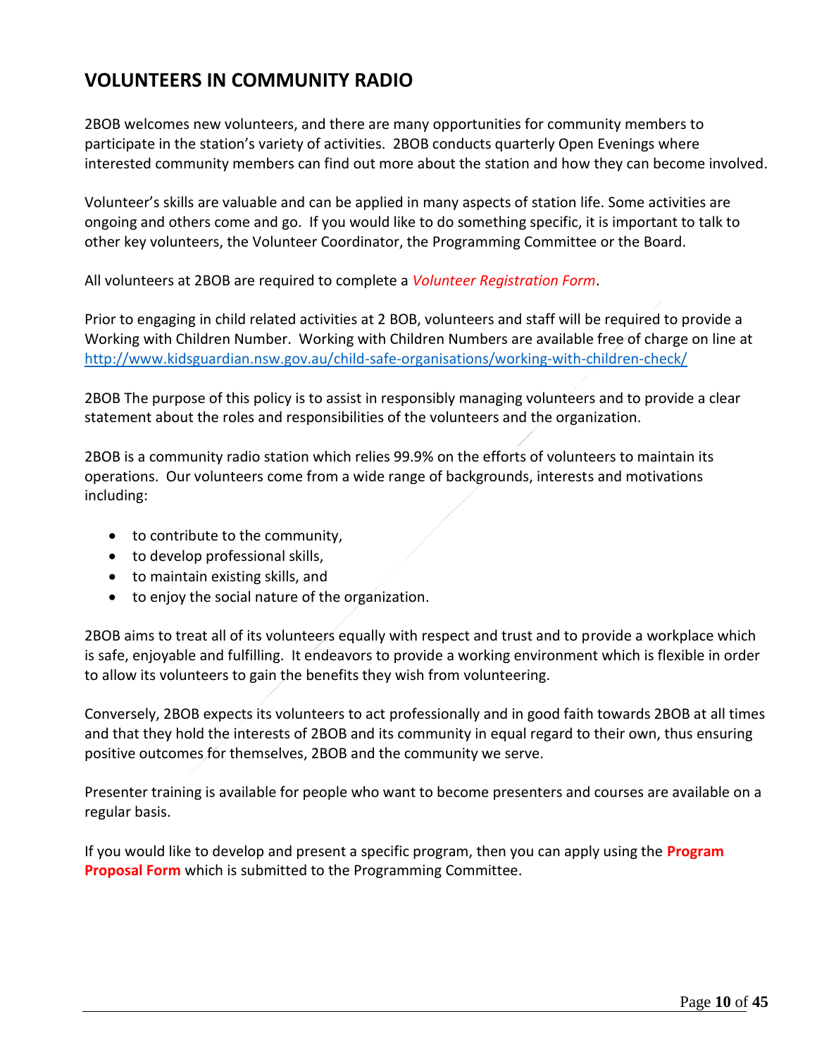## VOLUNTEERS IN COMMUNITY RADIO

2BOB welcomes new volunteers, and there are many opportunities for community members to participate in the station's variety of activities. 2BOB conducts quarterly Open Evenings where interested community members can find out more about the station and how they can become involved.

Volunteer's skills are valuable and can be applied in many aspects of station life. Some activities are ongoing and others come and go. If you would like to do something specific, it is important to talk to other key volunteers, the Volunteer Coordinator, the Programming Committee or the Board.

All volunteers at 2BOB are required to complete a *Volunteer Registration Form*.

Prior to engaging in child related activities at 2 BOB, volunteers and staff will be required to provide a Working with Children Number. Working with Children Numbers are available free of charge on line at http://www.kidsguardian.nsw.gov.au/child-safe-organisations/working-with-children-check/

2BOB The purpose of this policy is to assist in responsibly managing volunteers and to provide a clear statement about the roles and responsibilities of the volunteers and the organization.

2BOB is a community radio station which relies 99.9% on the efforts of volunteers to maintain its operations. Our volunteers come from a wide range of backgrounds, interests and motivations including:

- to contribute to the community,
- to develop professional skills,
- to maintain existing skills, and
- to enjoy the social nature of the organization.

2BOB aims to treat all of its volunteers equally with respect and trust and to provide a workplace which is safe, enjoyable and fulfilling. It endeavors to provide a working environment which is flexible in order to allow its volunteers to gain the benefits they wish from volunteering.

Conversely, 2BOB expects its volunteers to act professionally and in good faith towards 2BOB at all times and that they hold the interests of 2BOB and its community in equal regard to their own, thus ensuring positive outcomes for themselves, 2BOB and the community we serve.

Presenter training is available for people who want to become presenters and courses are available on a regular basis.

If you would like to develop and present a specific program, then you can apply using the **Program Proposal Form** which is submitted to the Programming Committee.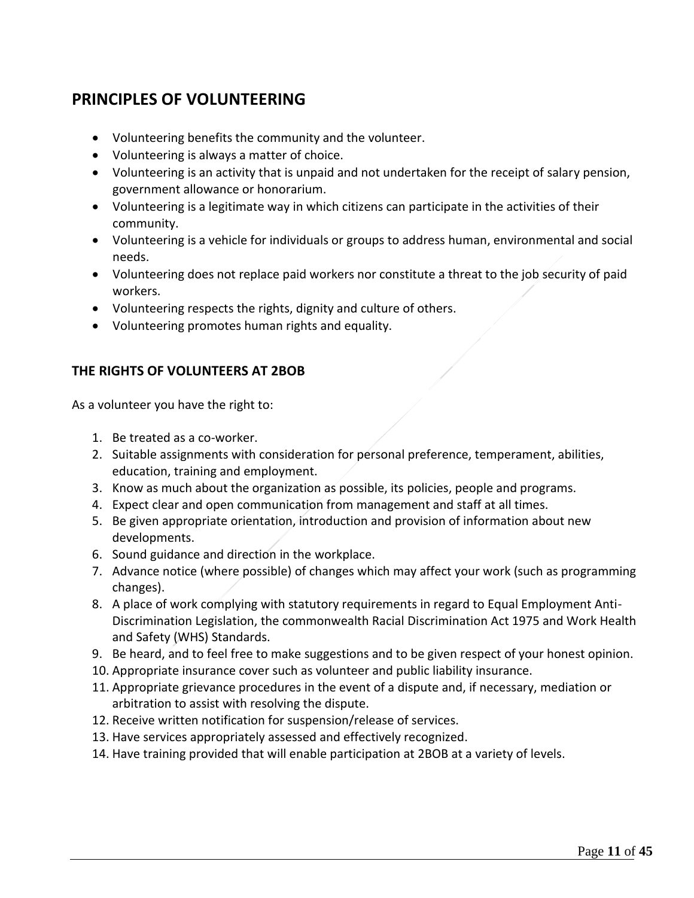## PRINCIPLES OF VOLUNTEERING

- Volunteering benefits the community and the volunteer.
- Volunteering is always a matter of choice.
- Volunteering is an activity that is unpaid and not undertaken for the receipt of salary pension, government allowance or honorarium.
- Volunteering is a legitimate way in which citizens can participate in the activities of their community.
- Volunteering is a vehicle for individuals or groups to address human, environmental and social needs.
- Volunteering does not replace paid workers nor constitute a threat to the job security of paid workers.
- Volunteering respects the rights, dignity and culture of others.
- Volunteering promotes human rights and equality.

### THE RIGHTS OF VOLUNTEERS AT 2BOB

As a volunteer you have the right to:

1. Be treated as a co-worker.
2. Suitable assignments with consideration for personal preference, temperament, abilities, education, training and employment.
3. Know as much about the organization as possible, its policies, people and programs.
4. Expect clear and open communication from management and staff at all times.
5. Be given appropriate orientation, introduction and provision of information about new developments.
6. Sound guidance and direction in the workplace.
7. Advance notice (where possible) of changes which may affect your work (such as programming changes).
8. A place of work complying with statutory requirements in regard to Equal Employment Anti-Discrimination Legislation, the commonwealth Racial Discrimination Act 1975 and Work Health and Safety (WHS) Standards.
9. Be heard, and to feel free to make suggestions and to be given respect of your honest opinion.
10. Appropriate insurance cover such as volunteer and public liability insurance.
11. Appropriate grievance procedures in the event of a dispute and, if necessary, mediation or arbitration to assist with resolving the dispute.
12. Receive written notification for suspension/release of services.
13. Have services appropriately assessed and effectively recognized.
14. Have training provided that will enable participation at 2BOB at a variety of levels.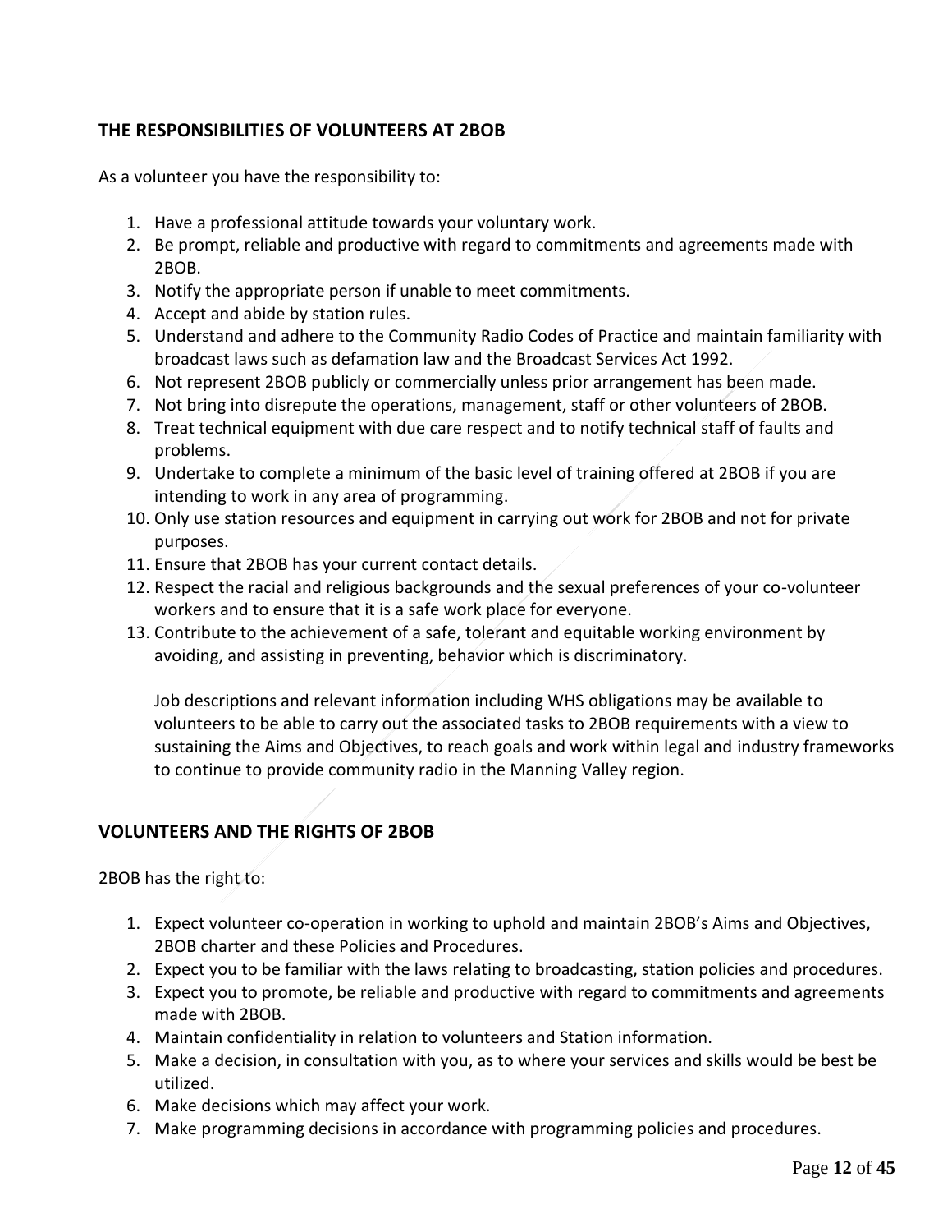## THE RESPONSIBILITIES OF VOLUNTEERS AT 2BOB

As a volunteer you have the responsibility to:

1. Have a professional attitude towards your voluntary work.
2. Be prompt, reliable and productive with regard to commitments and agreements made with 2BOB.
3. Notify the appropriate person if unable to meet commitments.
4. Accept and abide by station rules.
5. Understand and adhere to the Community Radio Codes of Practice and maintain familiarity with broadcast laws such as defamation law and the Broadcast Services Act 1992.
6. Not represent 2BOB publicly or commercially unless prior arrangement has been made.
7. Not bring into disrepute the operations, management, staff or other volunteers of 2BOB.
8. Treat technical equipment with due care respect and to notify technical staff of faults and problems.
9. Undertake to complete a minimum of the basic level of training offered at 2BOB if you are intending to work in any area of programming.
10. Only use station resources and equipment in carrying out work for 2BOB and not for private purposes.
11. Ensure that 2BOB has your current contact details.
12. Respect the racial and religious backgrounds and the sexual preferences of your co-volunteer workers and to ensure that it is a safe work place for everyone.
13. Contribute to the achievement of a safe, tolerant and equitable working environment by avoiding, and assisting in preventing, behavior which is discriminatory.

    Job descriptions and relevant information including WHS obligations may be available to volunteers to be able to carry out the associated tasks to 2BOB requirements with a view to sustaining the Aims and Objectives, to reach goals and work within legal and industry frameworks to continue to provide community radio in the Manning Valley region.

## VOLUNTEERS AND THE RIGHTS OF 2BOB

2BOB has the right to:

1. Expect volunteer co-operation in working to uphold and maintain 2BOB's Aims and Objectives, 2BOB charter and these Policies and Procedures.
2. Expect you to be familiar with the laws relating to broadcasting, station policies and procedures.
3. Expect you to promote, be reliable and productive with regard to commitments and agreements made with 2BOB.
4. Maintain confidentiality in relation to volunteers and Station information.
5. Make a decision, in consultation with you, as to where your services and skills would be best be utilized.
6. Make decisions which may affect your work.
7. Make programming decisions in accordance with programming policies and procedures.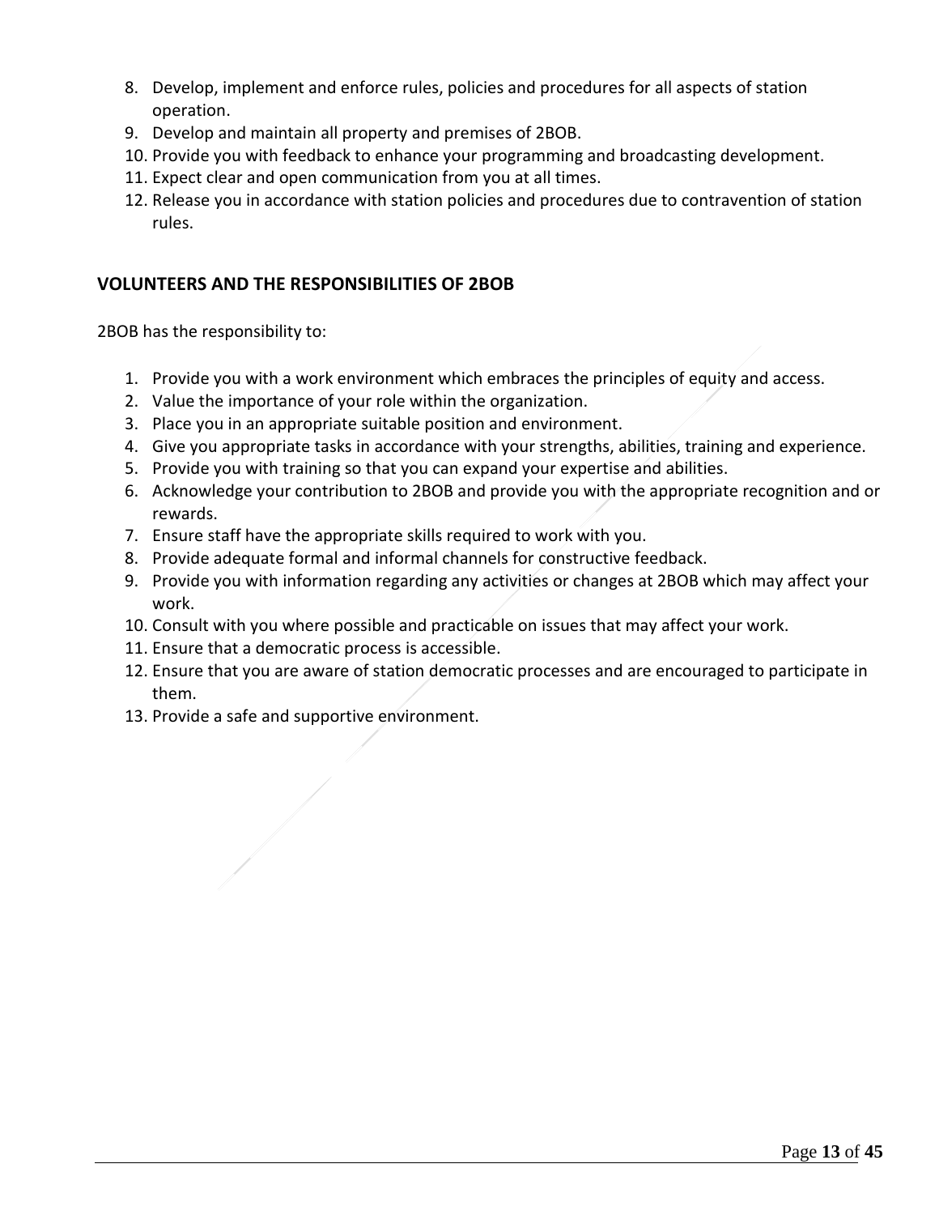8. Develop, implement and enforce rules, policies and procedures for all aspects of station operation.
9. Develop and maintain all property and premises of 2BOB.
10. Provide you with feedback to enhance your programming and broadcasting development.
11. Expect clear and open communication from you at all times.
12. Release you in accordance with station policies and procedures due to contravention of station rules.

## VOLUNTEERS AND THE RESPONSIBILITIES OF 2BOB

2BOB has the responsibility to:

1. Provide you with a work environment which embraces the principles of equity and access.
2. Value the importance of your role within the organization.
3. Place you in an appropriate suitable position and environment.
4. Give you appropriate tasks in accordance with your strengths, abilities, training and experience.
5. Provide you with training so that you can expand your expertise and abilities.
6. Acknowledge your contribution to 2BOB and provide you with the appropriate recognition and or rewards.
7. Ensure staff have the appropriate skills required to work with you.
8. Provide adequate formal and informal channels for constructive feedback.
9. Provide you with information regarding any activities or changes at 2BOB which may affect your work.
10. Consult with you where possible and practicable on issues that may affect your work.
11. Ensure that a democratic process is accessible.
12. Ensure that you are aware of station democratic processes and are encouraged to participate in them.
13. Provide a safe and supportive environment.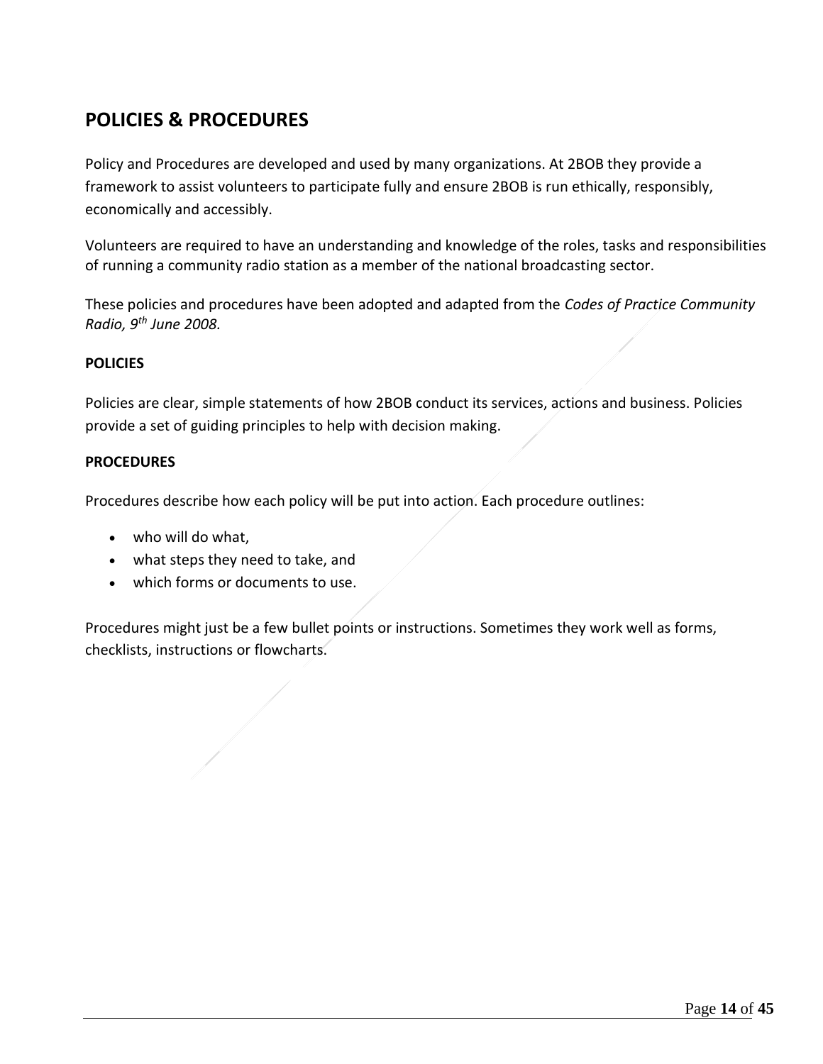## POLICIES & PROCEDURES

Policy and Procedures are developed and used by many organizations. At 2BOB they provide a framework to assist volunteers to participate fully and ensure 2BOB is run ethically, responsibly, economically and accessibly.

Volunteers are required to have an understanding and knowledge of the roles, tasks and responsibilities of running a community radio station as a member of the national broadcasting sector.

These policies and procedures have been adopted and adapted from the *Codes of Practice Community Radio, 9th June 2008.*

**POLICIES**

Policies are clear, simple statements of how 2BOB conduct its services, actions and business. Policies provide a set of guiding principles to help with decision making.

**PROCEDURES**

Procedures describe how each policy will be put into action. Each procedure outlines:

- who will do what,
- what steps they need to take, and
- which forms or documents to use.

Procedures might just be a few bullet points or instructions. Sometimes they work well as forms, checklists, instructions or flowcharts.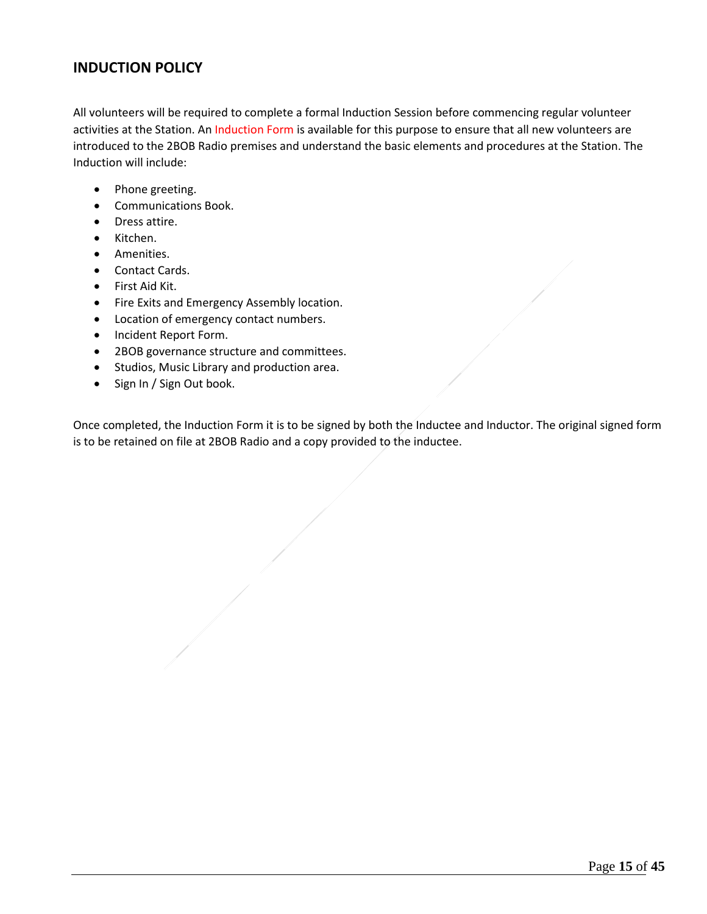## INDUCTION POLICY

All volunteers will be required to complete a formal Induction Session before commencing regular volunteer activities at the Station. An Induction Form is available for this purpose to ensure that all new volunteers are introduced to the 2BOB Radio premises and understand the basic elements and procedures at the Station. The Induction will include:

- Phone greeting.
- Communications Book.
- Dress attire.
- Kitchen.
- Amenities.
- Contact Cards.
- First Aid Kit.
- Fire Exits and Emergency Assembly location.
- Location of emergency contact numbers.
- Incident Report Form.
- 2BOB governance structure and committees.
- Studios, Music Library and production area.
- Sign In / Sign Out book.

Once completed, the Induction Form it is to be signed by both the Inductee and Inductor. The original signed form is to be retained on file at 2BOB Radio and a copy provided to the inductee.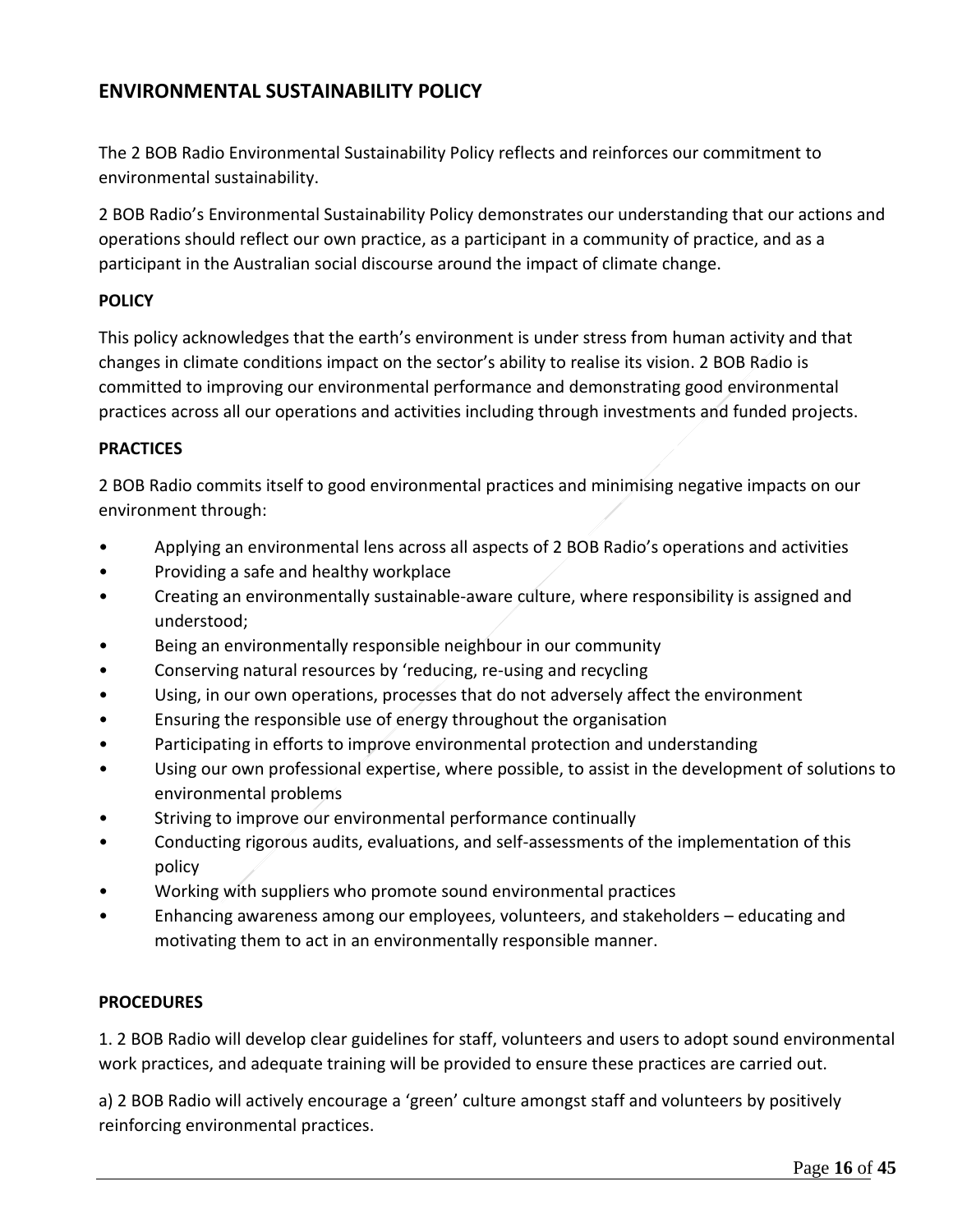## ENVIRONMENTAL SUSTAINABILITY POLICY

The 2 BOB Radio Environmental Sustainability Policy reflects and reinforces our commitment to environmental sustainability.

2 BOB Radio's Environmental Sustainability Policy demonstrates our understanding that our actions and operations should reflect our own practice, as a participant in a community of practice, and as a participant in the Australian social discourse around the impact of climate change.

### POLICY

This policy acknowledges that the earth's environment is under stress from human activity and that changes in climate conditions impact on the sector's ability to realise its vision. 2 BOB Radio is committed to improving our environmental performance and demonstrating good environmental practices across all our operations and activities including through investments and funded projects.

### PRACTICES

2 BOB Radio commits itself to good environmental practices and minimising negative impacts on our environment through:

- Applying an environmental lens across all aspects of 2 BOB Radio's operations and activities
- Providing a safe and healthy workplace
- Creating an environmentally sustainable-aware culture, where responsibility is assigned and understood;
- Being an environmentally responsible neighbour in our community
- Conserving natural resources by 'reducing, re-using and recycling
- Using, in our own operations, processes that do not adversely affect the environment
- Ensuring the responsible use of energy throughout the organisation
- Participating in efforts to improve environmental protection and understanding
- Using our own professional expertise, where possible, to assist in the development of solutions to environmental problems
- Striving to improve our environmental performance continually
- Conducting rigorous audits, evaluations, and self-assessments of the implementation of this policy
- Working with suppliers who promote sound environmental practices
- Enhancing awareness among our employees, volunteers, and stakeholders – educating and motivating them to act in an environmentally responsible manner.

### PROCEDURES

1. 2 BOB Radio will develop clear guidelines for staff, volunteers and users to adopt sound environmental work practices, and adequate training will be provided to ensure these practices are carried out.

a) 2 BOB Radio will actively encourage a 'green' culture amongst staff and volunteers by positively reinforcing environmental practices.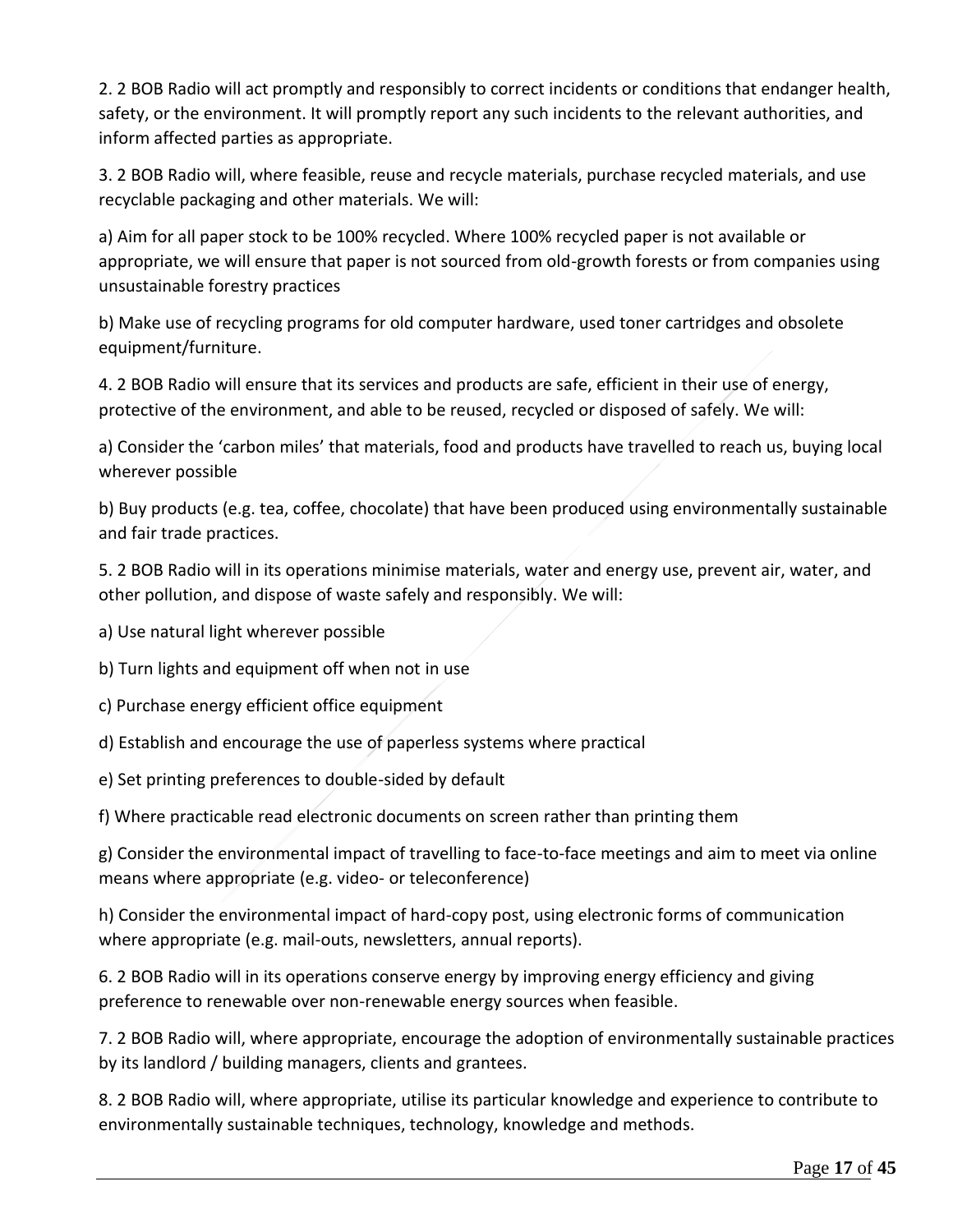2. 2 BOB Radio will act promptly and responsibly to correct incidents or conditions that endanger health, safety, or the environment. It will promptly report any such incidents to the relevant authorities, and inform affected parties as appropriate.

3. 2 BOB Radio will, where feasible, reuse and recycle materials, purchase recycled materials, and use recyclable packaging and other materials. We will:

a) Aim for all paper stock to be 100% recycled. Where 100% recycled paper is not available or appropriate, we will ensure that paper is not sourced from old-growth forests or from companies using unsustainable forestry practices

b) Make use of recycling programs for old computer hardware, used toner cartridges and obsolete equipment/furniture.

4. 2 BOB Radio will ensure that its services and products are safe, efficient in their use of energy, protective of the environment, and able to be reused, recycled or disposed of safely. We will:

a) Consider the 'carbon miles' that materials, food and products have travelled to reach us, buying local wherever possible

b) Buy products (e.g. tea, coffee, chocolate) that have been produced using environmentally sustainable and fair trade practices.

5. 2 BOB Radio will in its operations minimise materials, water and energy use, prevent air, water, and other pollution, and dispose of waste safely and responsibly. We will:

a) Use natural light wherever possible

b) Turn lights and equipment off when not in use

c) Purchase energy efficient office equipment

d) Establish and encourage the use of paperless systems where practical

e) Set printing preferences to double-sided by default

f) Where practicable read electronic documents on screen rather than printing them

g) Consider the environmental impact of travelling to face-to-face meetings and aim to meet via online means where appropriate (e.g. video- or teleconference)

h) Consider the environmental impact of hard-copy post, using electronic forms of communication where appropriate (e.g. mail-outs, newsletters, annual reports).

6. 2 BOB Radio will in its operations conserve energy by improving energy efficiency and giving preference to renewable over non-renewable energy sources when feasible.

7. 2 BOB Radio will, where appropriate, encourage the adoption of environmentally sustainable practices by its landlord / building managers, clients and grantees.

8. 2 BOB Radio will, where appropriate, utilise its particular knowledge and experience to contribute to environmentally sustainable techniques, technology, knowledge and methods.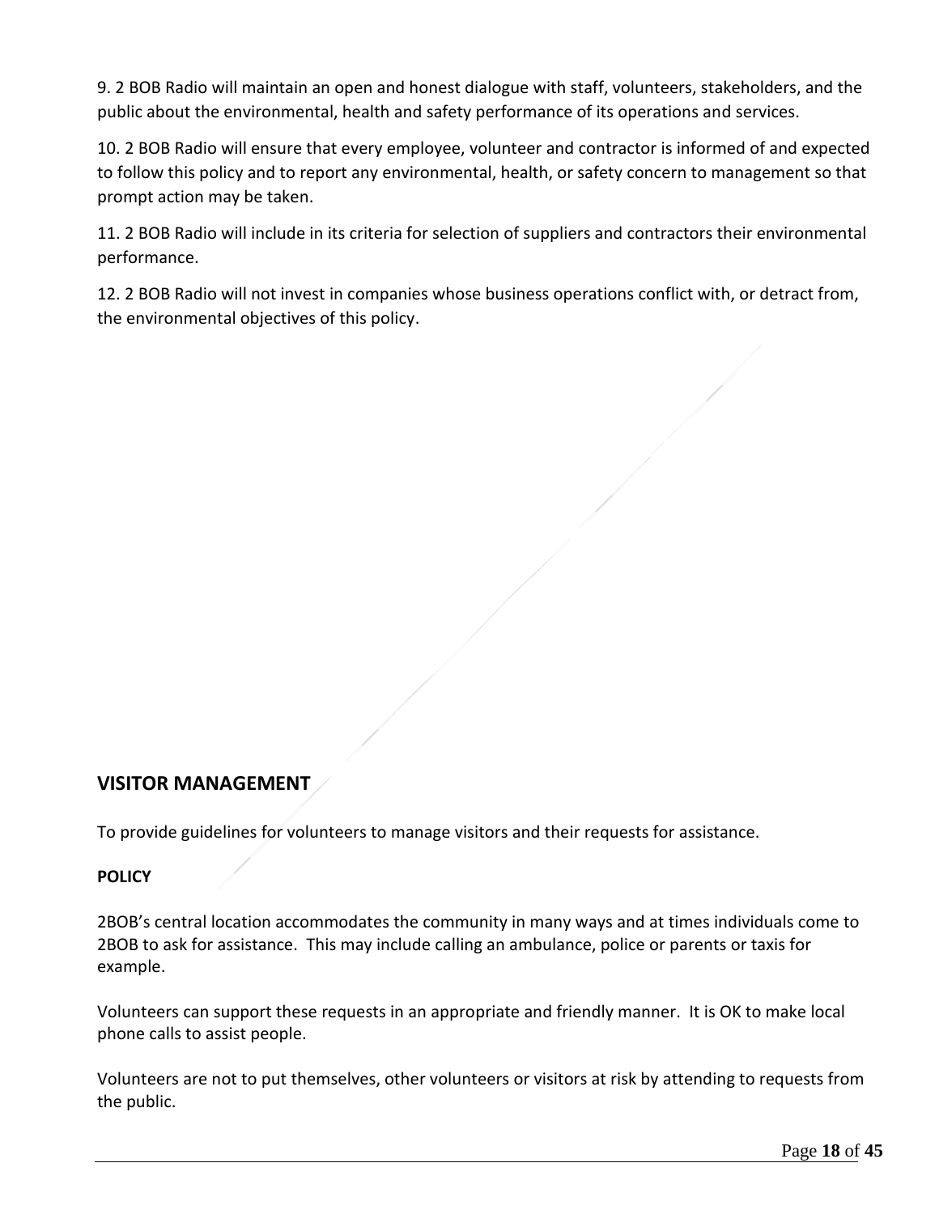9. 2 BOB Radio will maintain an open and honest dialogue with staff, volunteers, stakeholders, and the public about the environmental, health and safety performance of its operations and services.

10. 2 BOB Radio will ensure that every employee, volunteer and contractor is informed of and expected to follow this policy and to report any environmental, health, or safety concern to management so that prompt action may be taken.

11. 2 BOB Radio will include in its criteria for selection of suppliers and contractors their environmental performance.

12. 2 BOB Radio will not invest in companies whose business operations conflict with, or detract from, the environmental objectives of this policy.

## VISITOR MANAGEMENT

To provide guidelines for volunteers to manage visitors and their requests for assistance.

**POLICY**

2BOB's central location accommodates the community in many ways and at times individuals come to 2BOB to ask for assistance. This may include calling an ambulance, police or parents or taxis for example.

Volunteers can support these requests in an appropriate and friendly manner. It is OK to make local phone calls to assist people.

Volunteers are not to put themselves, other volunteers or visitors at risk by attending to requests from the public.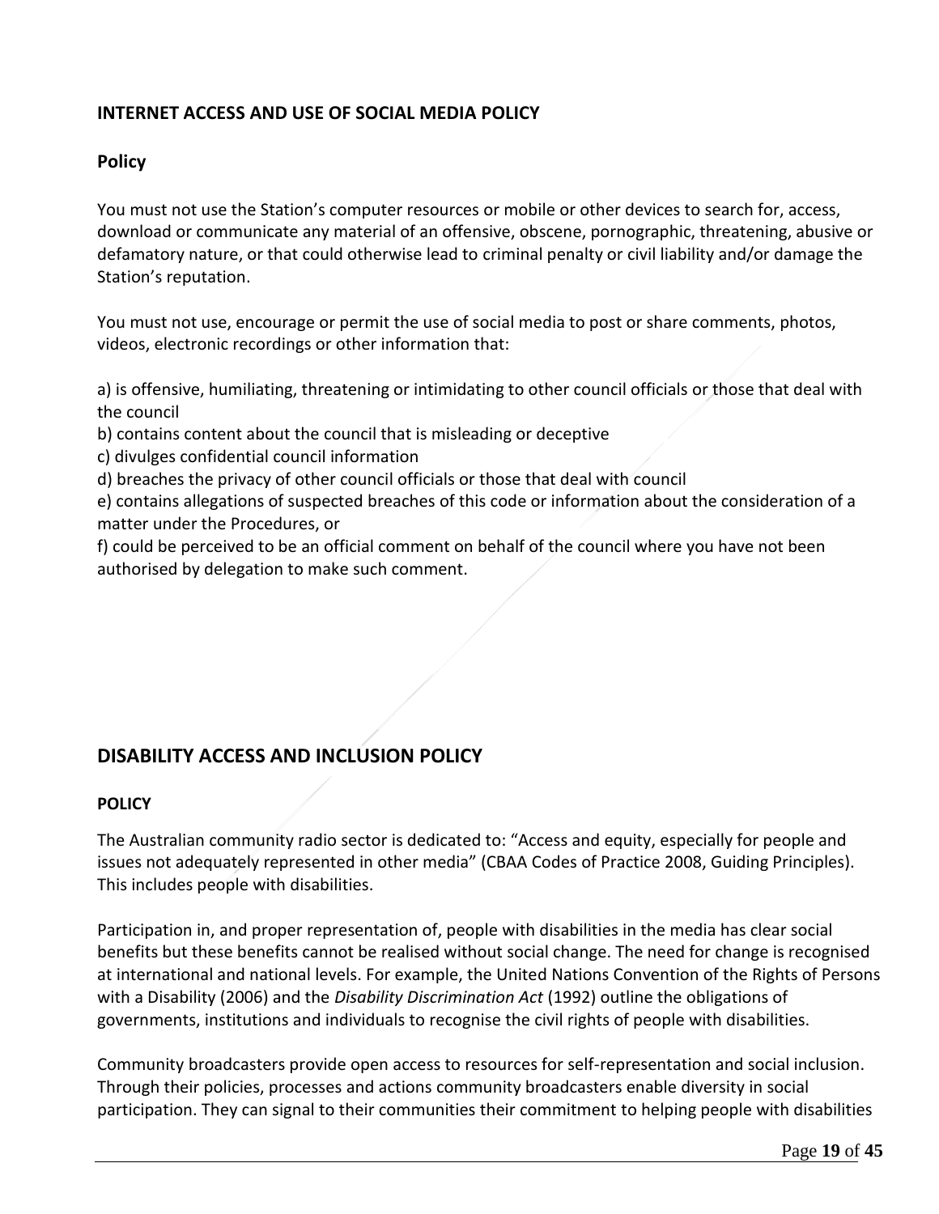## INTERNET ACCESS AND USE OF SOCIAL MEDIA POLICY

### Policy

You must not use the Station's computer resources or mobile or other devices to search for, access, download or communicate any material of an offensive, obscene, pornographic, threatening, abusive or defamatory nature, or that could otherwise lead to criminal penalty or civil liability and/or damage the Station's reputation.

You must not use, encourage or permit the use of social media to post or share comments, photos, videos, electronic recordings or other information that:

a) is offensive, humiliating, threatening or intimidating to other council officials or those that deal with the council
b) contains content about the council that is misleading or deceptive
c) divulges confidential council information
d) breaches the privacy of other council officials or those that deal with council
e) contains allegations of suspected breaches of this code or information about the consideration of a matter under the Procedures, or
f) could be perceived to be an official comment on behalf of the council where you have not been authorised by delegation to make such comment.

## DISABILITY ACCESS AND INCLUSION POLICY

### POLICY

The Australian community radio sector is dedicated to: "Access and equity, especially for people and issues not adequately represented in other media" (CBAA Codes of Practice 2008, Guiding Principles). This includes people with disabilities.

Participation in, and proper representation of, people with disabilities in the media has clear social benefits but these benefits cannot be realised without social change. The need for change is recognised at international and national levels. For example, the United Nations Convention of the Rights of Persons with a Disability (2006) and the *Disability Discrimination Act* (1992) outline the obligations of governments, institutions and individuals to recognise the civil rights of people with disabilities.

Community broadcasters provide open access to resources for self-representation and social inclusion. Through their policies, processes and actions community broadcasters enable diversity in social participation. They can signal to their communities their commitment to helping people with disabilities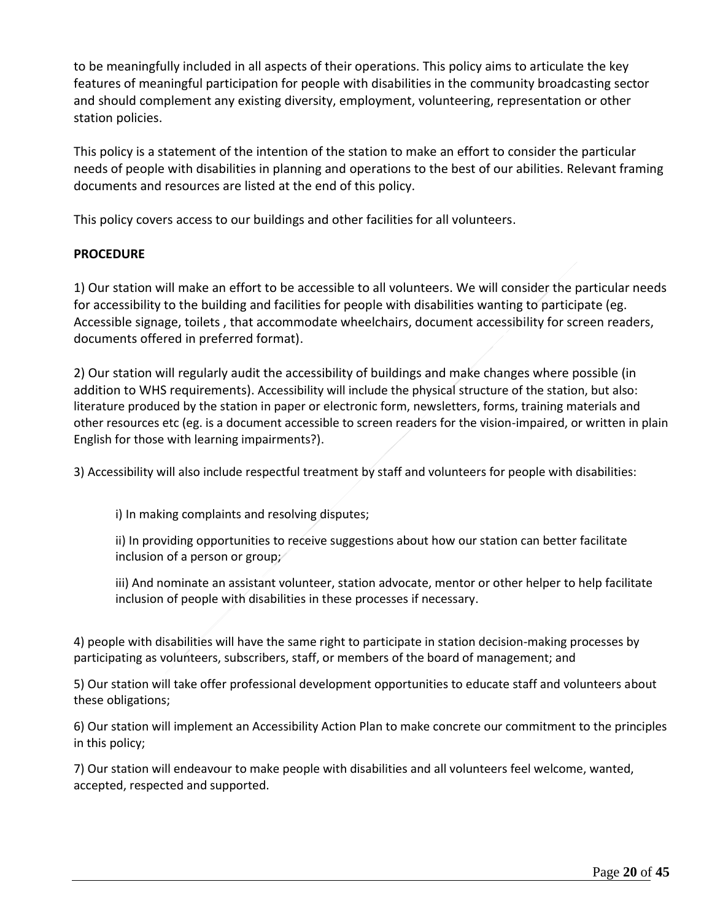to be meaningfully included in all aspects of their operations. This policy aims to articulate the key features of meaningful participation for people with disabilities in the community broadcasting sector and should complement any existing diversity, employment, volunteering, representation or other station policies.

This policy is a statement of the intention of the station to make an effort to consider the particular needs of people with disabilities in planning and operations to the best of our abilities. Relevant framing documents and resources are listed at the end of this policy.

This policy covers access to our buildings and other facilities for all volunteers.

**PROCEDURE**

1) Our station will make an effort to be accessible to all volunteers. We will consider the particular needs for accessibility to the building and facilities for people with disabilities wanting to participate (eg. Accessible signage, toilets , that accommodate wheelchairs, document accessibility for screen readers, documents offered in preferred format).

2) Our station will regularly audit the accessibility of buildings and make changes where possible (in addition to WHS requirements). Accessibility will include the physical structure of the station, but also: literature produced by the station in paper or electronic form, newsletters, forms, training materials and other resources etc (eg. is a document accessible to screen readers for the vision-impaired, or written in plain English for those with learning impairments?).

3) Accessibility will also include respectful treatment by staff and volunteers for people with disabilities:

> i) In making complaints and resolving disputes;
>
> ii) In providing opportunities to receive suggestions about how our station can better facilitate inclusion of a person or group;
>
> iii) And nominate an assistant volunteer, station advocate, mentor or other helper to help facilitate inclusion of people with disabilities in these processes if necessary.

4) people with disabilities will have the same right to participate in station decision-making processes by participating as volunteers, subscribers, staff, or members of the board of management; and

5) Our station will take offer professional development opportunities to educate staff and volunteers about these obligations;

6) Our station will implement an Accessibility Action Plan to make concrete our commitment to the principles in this policy;

7) Our station will endeavour to make people with disabilities and all volunteers feel welcome, wanted, accepted, respected and supported.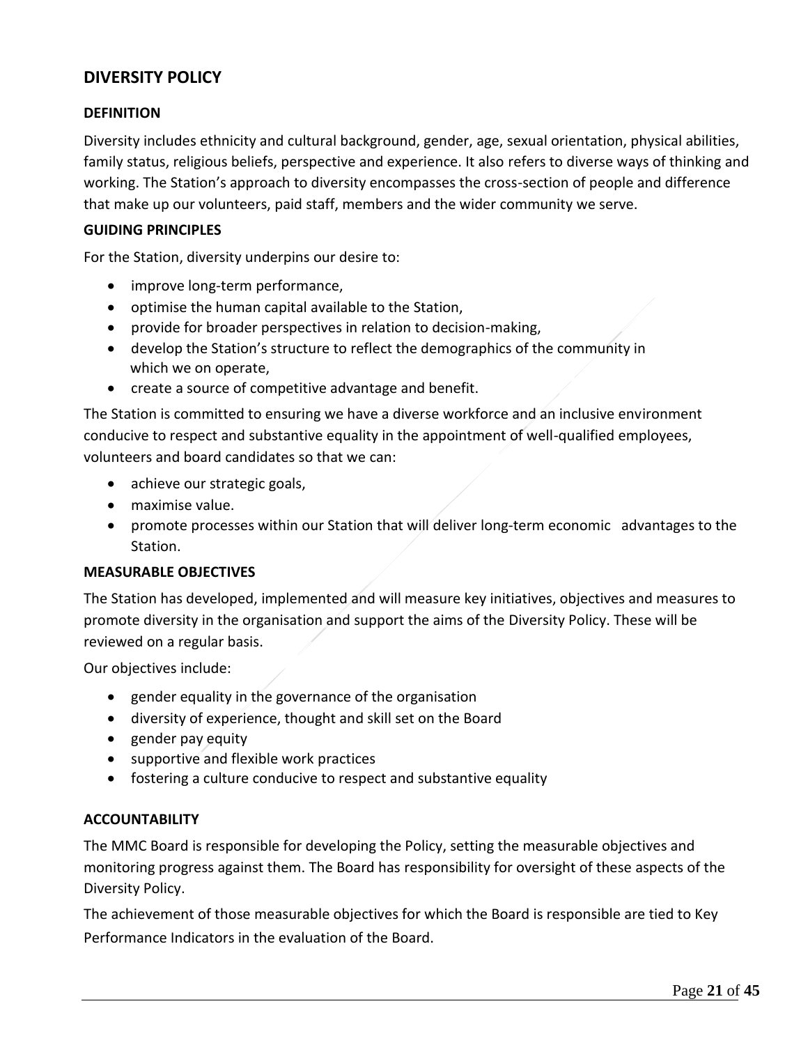## DIVERSITY POLICY

### DEFINITION

Diversity includes ethnicity and cultural background, gender, age, sexual orientation, physical abilities, family status, religious beliefs, perspective and experience. It also refers to diverse ways of thinking and working. The Station's approach to diversity encompasses the cross-section of people and difference that make up our volunteers, paid staff, members and the wider community we serve.

### GUIDING PRINCIPLES

For the Station, diversity underpins our desire to:

- improve long-term performance,
- optimise the human capital available to the Station,
- provide for broader perspectives in relation to decision-making,
- develop the Station's structure to reflect the demographics of the community in which we on operate,
- create a source of competitive advantage and benefit.

The Station is committed to ensuring we have a diverse workforce and an inclusive environment conducive to respect and substantive equality in the appointment of well-qualified employees, volunteers and board candidates so that we can:

- achieve our strategic goals,
- maximise value.
- promote processes within our Station that will deliver long-term economic advantages to the Station.

### MEASURABLE OBJECTIVES

The Station has developed, implemented and will measure key initiatives, objectives and measures to promote diversity in the organisation and support the aims of the Diversity Policy. These will be reviewed on a regular basis.

Our objectives include:

- gender equality in the governance of the organisation
- diversity of experience, thought and skill set on the Board
- gender pay equity
- supportive and flexible work practices
- fostering a culture conducive to respect and substantive equality

### ACCOUNTABILITY

The MMC Board is responsible for developing the Policy, setting the measurable objectives and monitoring progress against them. The Board has responsibility for oversight of these aspects of the Diversity Policy.

The achievement of those measurable objectives for which the Board is responsible are tied to Key Performance Indicators in the evaluation of the Board.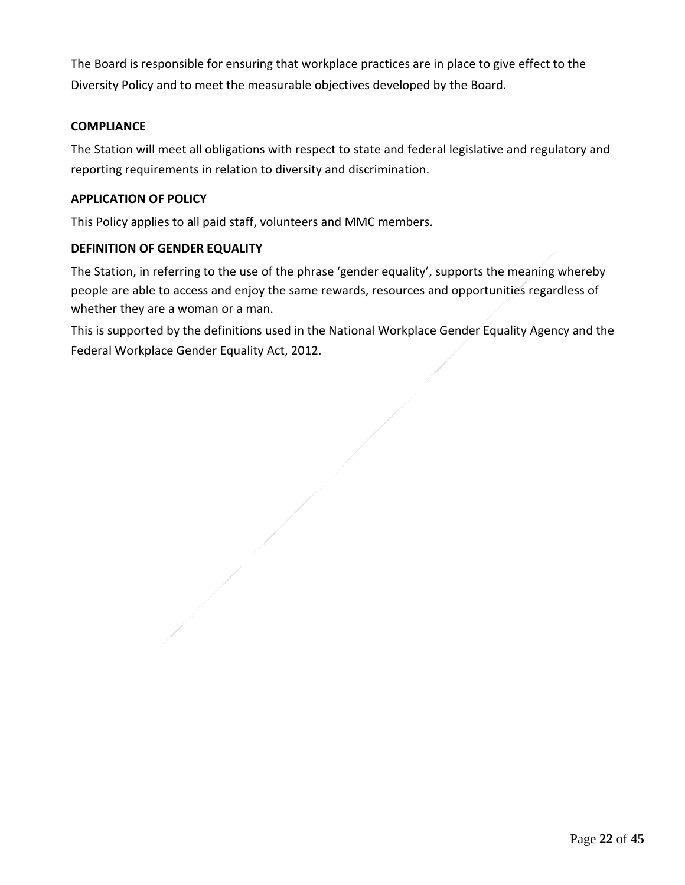The Board is responsible for ensuring that workplace practices are in place to give effect to the Diversity Policy and to meet the measurable objectives developed by the Board.

**COMPLIANCE**

The Station will meet all obligations with respect to state and federal legislative and regulatory and reporting requirements in relation to diversity and discrimination.

**APPLICATION OF POLICY**

This Policy applies to all paid staff, volunteers and MMC members.

**DEFINITION OF GENDER EQUALITY**

The Station, in referring to the use of the phrase 'gender equality', supports the meaning whereby people are able to access and enjoy the same rewards, resources and opportunities regardless of whether they are a woman or a man.

This is supported by the definitions used in the National Workplace Gender Equality Agency and the Federal Workplace Gender Equality Act, 2012.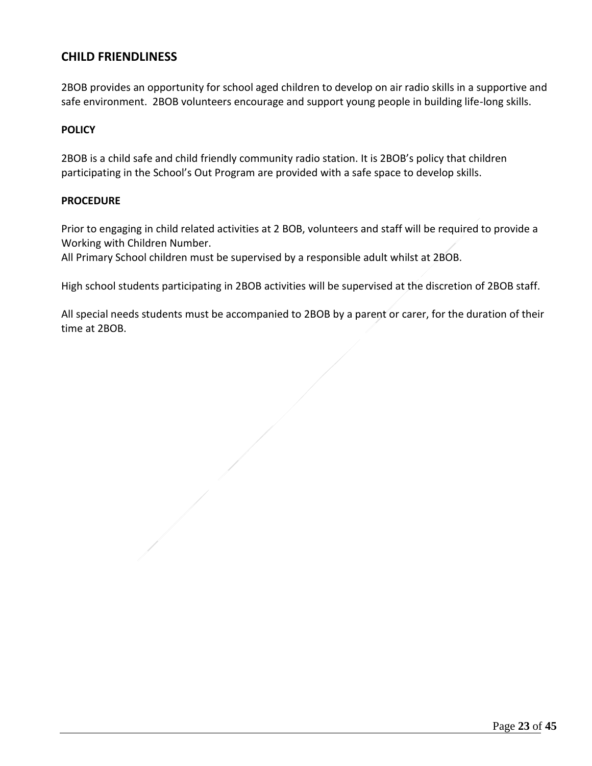## CHILD FRIENDLINESS

2BOB provides an opportunity for school aged children to develop on air radio skills in a supportive and safe environment. 2BOB volunteers encourage and support young people in building life-long skills.

**POLICY**

2BOB is a child safe and child friendly community radio station. It is 2BOB's policy that children participating in the School's Out Program are provided with a safe space to develop skills.

**PROCEDURE**

Prior to engaging in child related activities at 2 BOB, volunteers and staff will be required to provide a Working with Children Number.
All Primary School children must be supervised by a responsible adult whilst at 2BOB.

High school students participating in 2BOB activities will be supervised at the discretion of 2BOB staff.

All special needs students must be accompanied to 2BOB by a parent or carer, for the duration of their time at 2BOB.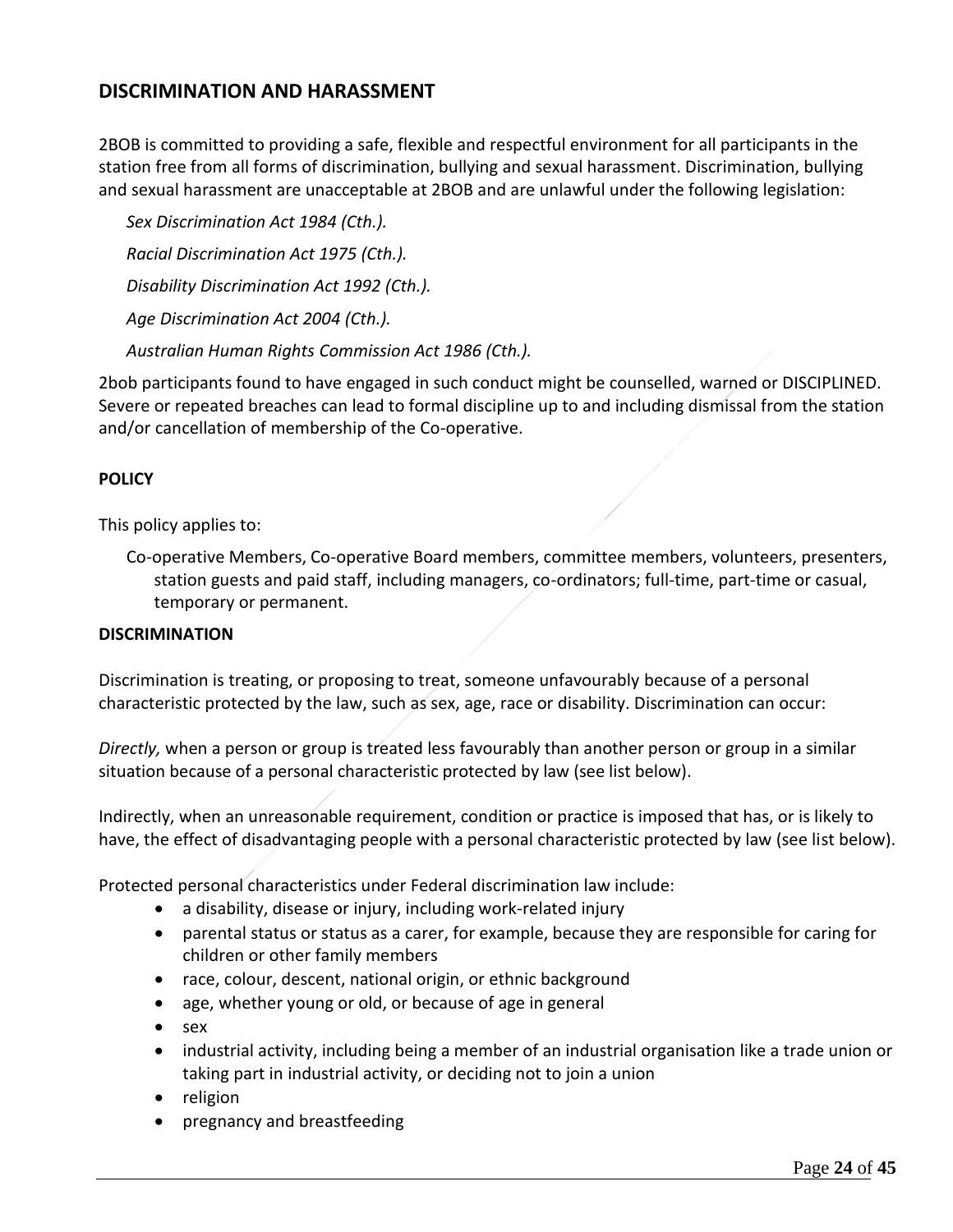## DISCRIMINATION AND HARASSMENT

2BOB is committed to providing a safe, flexible and respectful environment for all participants in the station free from all forms of discrimination, bullying and sexual harassment. Discrimination, bullying and sexual harassment are unacceptable at 2BOB and are unlawful under the following legislation:

*Sex Discrimination Act 1984 (Cth.).*

*Racial Discrimination Act 1975 (Cth.).*

*Disability Discrimination Act 1992 (Cth.).*

*Age Discrimination Act 2004 (Cth.).*

*Australian Human Rights Commission Act 1986 (Cth.).*

2bob participants found to have engaged in such conduct might be counselled, warned or DISCIPLINED. Severe or repeated breaches can lead to formal discipline up to and including dismissal from the station and/or cancellation of membership of the Co-operative.

**POLICY**

This policy applies to:

Co-operative Members, Co-operative Board members, committee members, volunteers, presenters, station guests and paid staff, including managers, co-ordinators; full-time, part-time or casual, temporary or permanent.

**DISCRIMINATION**

Discrimination is treating, or proposing to treat, someone unfavourably because of a personal characteristic protected by the law, such as sex, age, race or disability. Discrimination can occur:

*Directly,* when a person or group is treated less favourably than another person or group in a similar situation because of a personal characteristic protected by law (see list below).

Indirectly, when an unreasonable requirement, condition or practice is imposed that has, or is likely to have, the effect of disadvantaging people with a personal characteristic protected by law (see list below).

Protected personal characteristics under Federal discrimination law include:

- a disability, disease or injury, including work-related injury
- parental status or status as a carer, for example, because they are responsible for caring for children or other family members
- race, colour, descent, national origin, or ethnic background
- age, whether young or old, or because of age in general
- sex
- industrial activity, including being a member of an industrial organisation like a trade union or taking part in industrial activity, or deciding not to join a union
- religion
- pregnancy and breastfeeding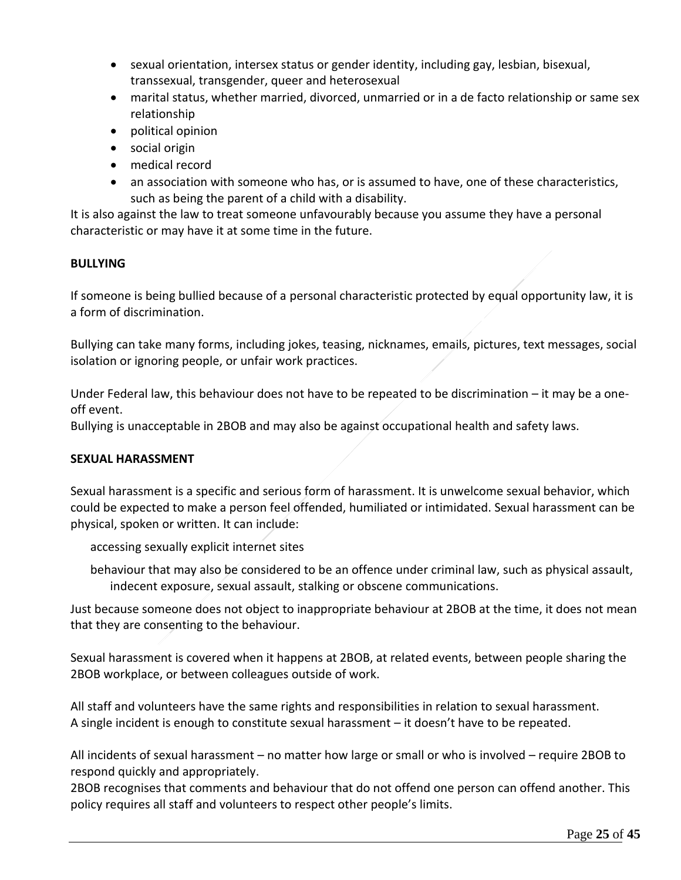- sexual orientation, intersex status or gender identity, including gay, lesbian, bisexual, transsexual, transgender, queer and heterosexual
- marital status, whether married, divorced, unmarried or in a de facto relationship or same sex relationship
- political opinion
- social origin
- medical record
- an association with someone who has, or is assumed to have, one of these characteristics, such as being the parent of a child with a disability.

It is also against the law to treat someone unfavourably because you assume they have a personal characteristic or may have it at some time in the future.

**BULLYING**

If someone is being bullied because of a personal characteristic protected by equal opportunity law, it is a form of discrimination.

Bullying can take many forms, including jokes, teasing, nicknames, emails, pictures, text messages, social isolation or ignoring people, or unfair work practices.

Under Federal law, this behaviour does not have to be repeated to be discrimination – it may be a one-off event.
Bullying is unacceptable in 2BOB and may also be against occupational health and safety laws.

**SEXUAL HARASSMENT**

Sexual harassment is a specific and serious form of harassment. It is unwelcome sexual behavior, which could be expected to make a person feel offended, humiliated or intimidated. Sexual harassment can be physical, spoken or written. It can include:

accessing sexually explicit internet sites

behaviour that may also be considered to be an offence under criminal law, such as physical assault, indecent exposure, sexual assault, stalking or obscene communications.

Just because someone does not object to inappropriate behaviour at 2BOB at the time, it does not mean that they are consenting to the behaviour.

Sexual harassment is covered when it happens at 2BOB, at related events, between people sharing the 2BOB workplace, or between colleagues outside of work.

All staff and volunteers have the same rights and responsibilities in relation to sexual harassment.
A single incident is enough to constitute sexual harassment – it doesn't have to be repeated.

All incidents of sexual harassment – no matter how large or small or who is involved – require 2BOB to respond quickly and appropriately.
2BOB recognises that comments and behaviour that do not offend one person can offend another. This policy requires all staff and volunteers to respect other people's limits.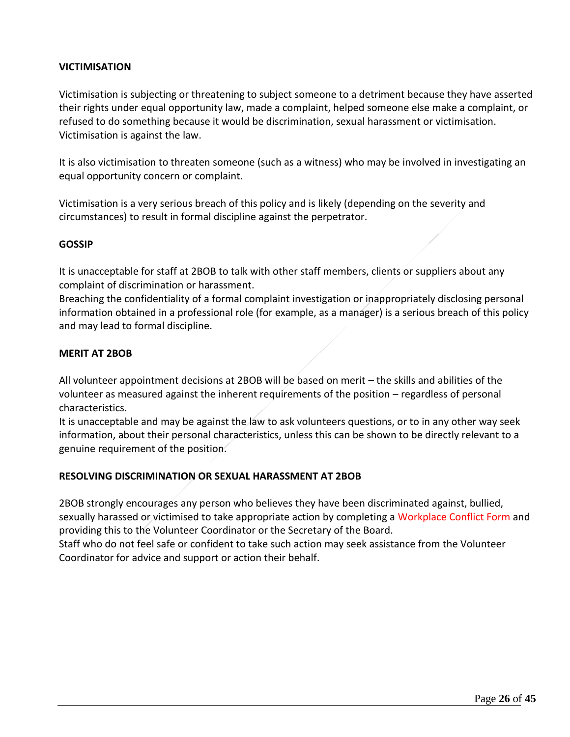## VICTIMISATION

Victimisation is subjecting or threatening to subject someone to a detriment because they have asserted their rights under equal opportunity law, made a complaint, helped someone else make a complaint, or refused to do something because it would be discrimination, sexual harassment or victimisation. Victimisation is against the law.

It is also victimisation to threaten someone (such as a witness) who may be involved in investigating an equal opportunity concern or complaint.

Victimisation is a very serious breach of this policy and is likely (depending on the severity and circumstances) to result in formal discipline against the perpetrator.

## GOSSIP

It is unacceptable for staff at 2BOB to talk with other staff members, clients or suppliers about any complaint of discrimination or harassment.

Breaching the confidentiality of a formal complaint investigation or inappropriately disclosing personal information obtained in a professional role (for example, as a manager) is a serious breach of this policy and may lead to formal discipline.

## MERIT AT 2BOB

All volunteer appointment decisions at 2BOB will be based on merit – the skills and abilities of the volunteer as measured against the inherent requirements of the position – regardless of personal characteristics.

It is unacceptable and may be against the law to ask volunteers questions, or to in any other way seek information, about their personal characteristics, unless this can be shown to be directly relevant to a genuine requirement of the position.

## RESOLVING DISCRIMINATION OR SEXUAL HARASSMENT AT 2BOB

2BOB strongly encourages any person who believes they have been discriminated against, bullied, sexually harassed or victimised to take appropriate action by completing a Workplace Conflict Form and providing this to the Volunteer Coordinator or the Secretary of the Board.

Staff who do not feel safe or confident to take such action may seek assistance from the Volunteer Coordinator for advice and support or action their behalf.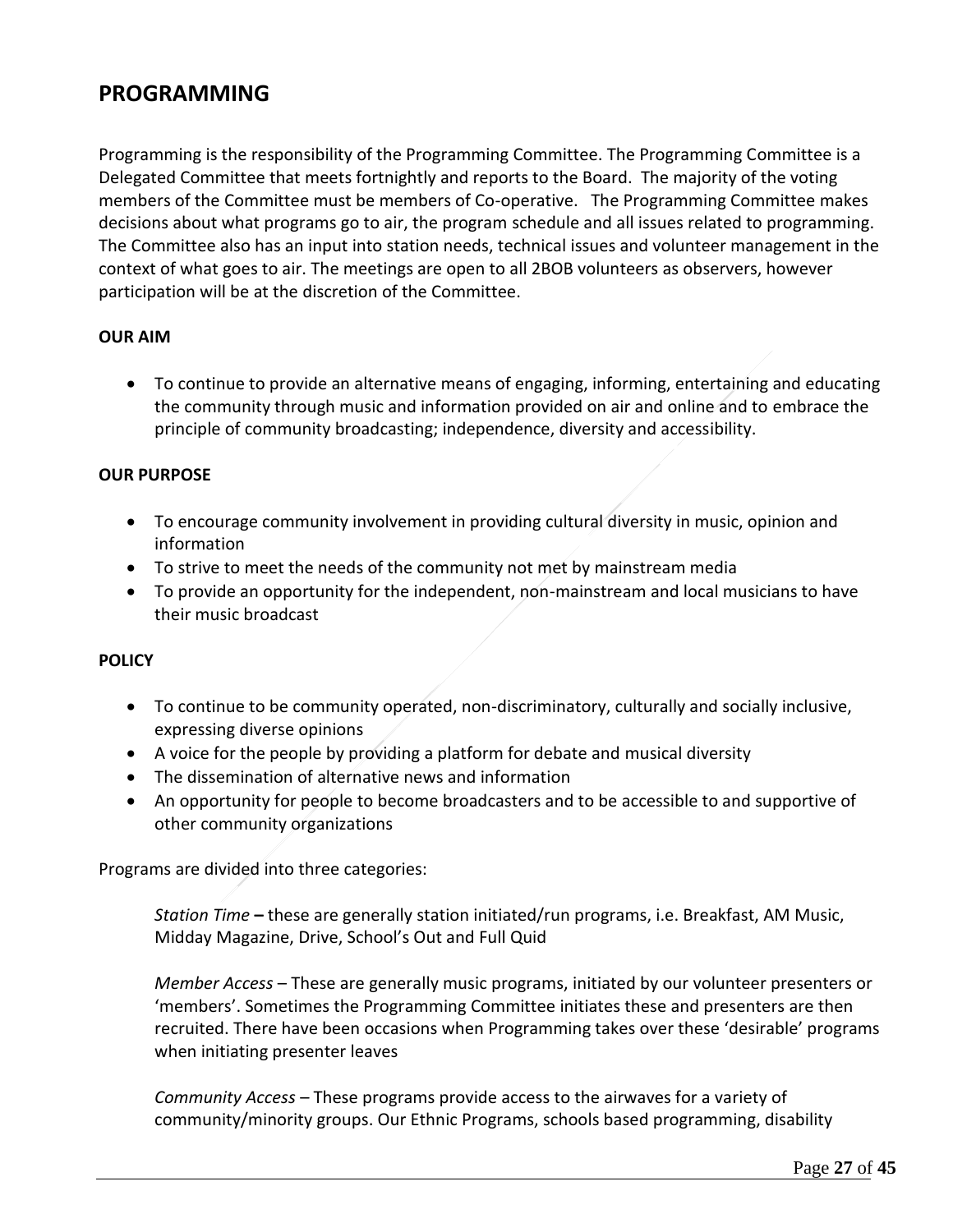## PROGRAMMING

Programming is the responsibility of the Programming Committee. The Programming Committee is a Delegated Committee that meets fortnightly and reports to the Board. The majority of the voting members of the Committee must be members of Co-operative. The Programming Committee makes decisions about what programs go to air, the program schedule and all issues related to programming. The Committee also has an input into station needs, technical issues and volunteer management in the context of what goes to air. The meetings are open to all 2BOB volunteers as observers, however participation will be at the discretion of the Committee.

**OUR AIM**

- To continue to provide an alternative means of engaging, informing, entertaining and educating the community through music and information provided on air and online and to embrace the principle of community broadcasting; independence, diversity and accessibility.

**OUR PURPOSE**

- To encourage community involvement in providing cultural diversity in music, opinion and information
- To strive to meet the needs of the community not met by mainstream media
- To provide an opportunity for the independent, non-mainstream and local musicians to have their music broadcast

**POLICY**

- To continue to be community operated, non-discriminatory, culturally and socially inclusive, expressing diverse opinions
- A voice for the people by providing a platform for debate and musical diversity
- The dissemination of alternative news and information
- An opportunity for people to become broadcasters and to be accessible to and supportive of other community organizations

Programs are divided into three categories:

*Station Time* **–** these are generally station initiated/run programs, i.e. Breakfast, AM Music, Midday Magazine, Drive, School's Out and Full Quid

*Member Access* – These are generally music programs, initiated by our volunteer presenters or 'members'. Sometimes the Programming Committee initiates these and presenters are then recruited. There have been occasions when Programming takes over these 'desirable' programs when initiating presenter leaves

*Community Access* – These programs provide access to the airwaves for a variety of community/minority groups. Our Ethnic Programs, schools based programming, disability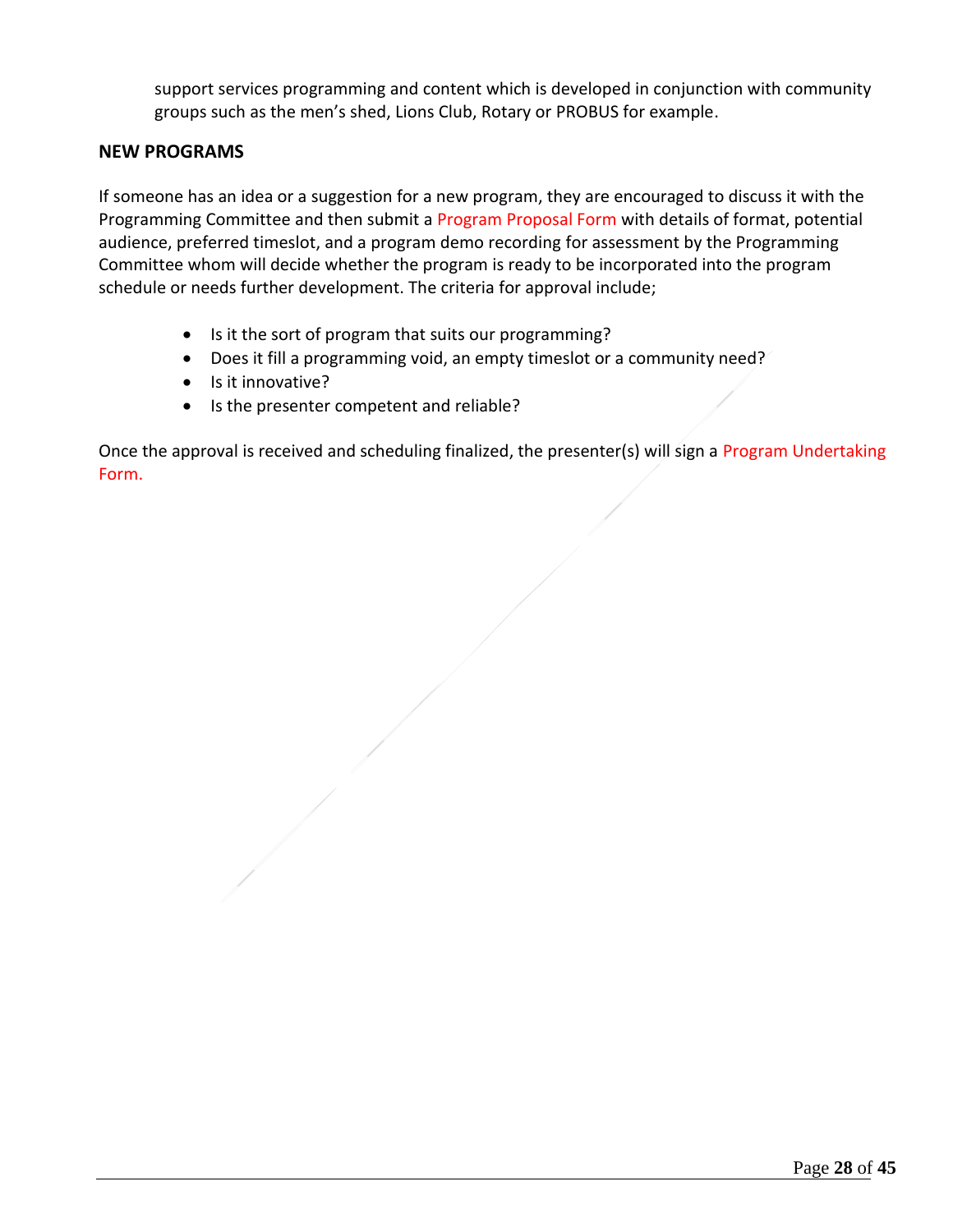support services programming and content which is developed in conjunction with community groups such as the men's shed, Lions Club, Rotary or PROBUS for example.

## NEW PROGRAMS

If someone has an idea or a suggestion for a new program, they are encouraged to discuss it with the Programming Committee and then submit a Program Proposal Form with details of format, potential audience, preferred timeslot, and a program demo recording for assessment by the Programming Committee whom will decide whether the program is ready to be incorporated into the program schedule or needs further development. The criteria for approval include;

- Is it the sort of program that suits our programming?
- Does it fill a programming void, an empty timeslot or a community need?
- Is it innovative?
- Is the presenter competent and reliable?

Once the approval is received and scheduling finalized, the presenter(s) will sign a Program Undertaking Form.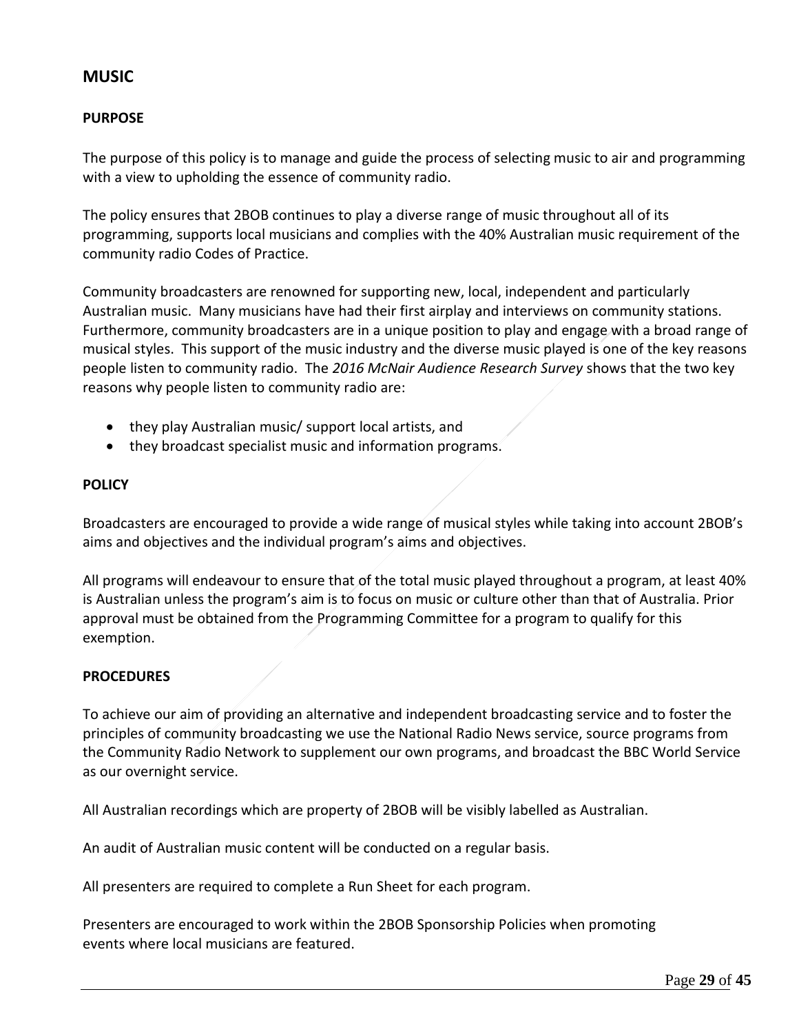## MUSIC

### PURPOSE

The purpose of this policy is to manage and guide the process of selecting music to air and programming with a view to upholding the essence of community radio.

The policy ensures that 2BOB continues to play a diverse range of music throughout all of its programming, supports local musicians and complies with the 40% Australian music requirement of the community radio Codes of Practice.

Community broadcasters are renowned for supporting new, local, independent and particularly Australian music. Many musicians have had their first airplay and interviews on community stations. Furthermore, community broadcasters are in a unique position to play and engage with a broad range of musical styles. This support of the music industry and the diverse music played is one of the key reasons people listen to community radio. The *2016 McNair Audience Research Survey* shows that the two key reasons why people listen to community radio are:

- they play Australian music/ support local artists, and
- they broadcast specialist music and information programs.

### POLICY

Broadcasters are encouraged to provide a wide range of musical styles while taking into account 2BOB's aims and objectives and the individual program's aims and objectives.

All programs will endeavour to ensure that of the total music played throughout a program, at least 40% is Australian unless the program's aim is to focus on music or culture other than that of Australia. Prior approval must be obtained from the Programming Committee for a program to qualify for this exemption.

### PROCEDURES

To achieve our aim of providing an alternative and independent broadcasting service and to foster the principles of community broadcasting we use the National Radio News service, source programs from the Community Radio Network to supplement our own programs, and broadcast the BBC World Service as our overnight service.

All Australian recordings which are property of 2BOB will be visibly labelled as Australian.

An audit of Australian music content will be conducted on a regular basis.

All presenters are required to complete a Run Sheet for each program.

Presenters are encouraged to work within the 2BOB Sponsorship Policies when promoting events where local musicians are featured.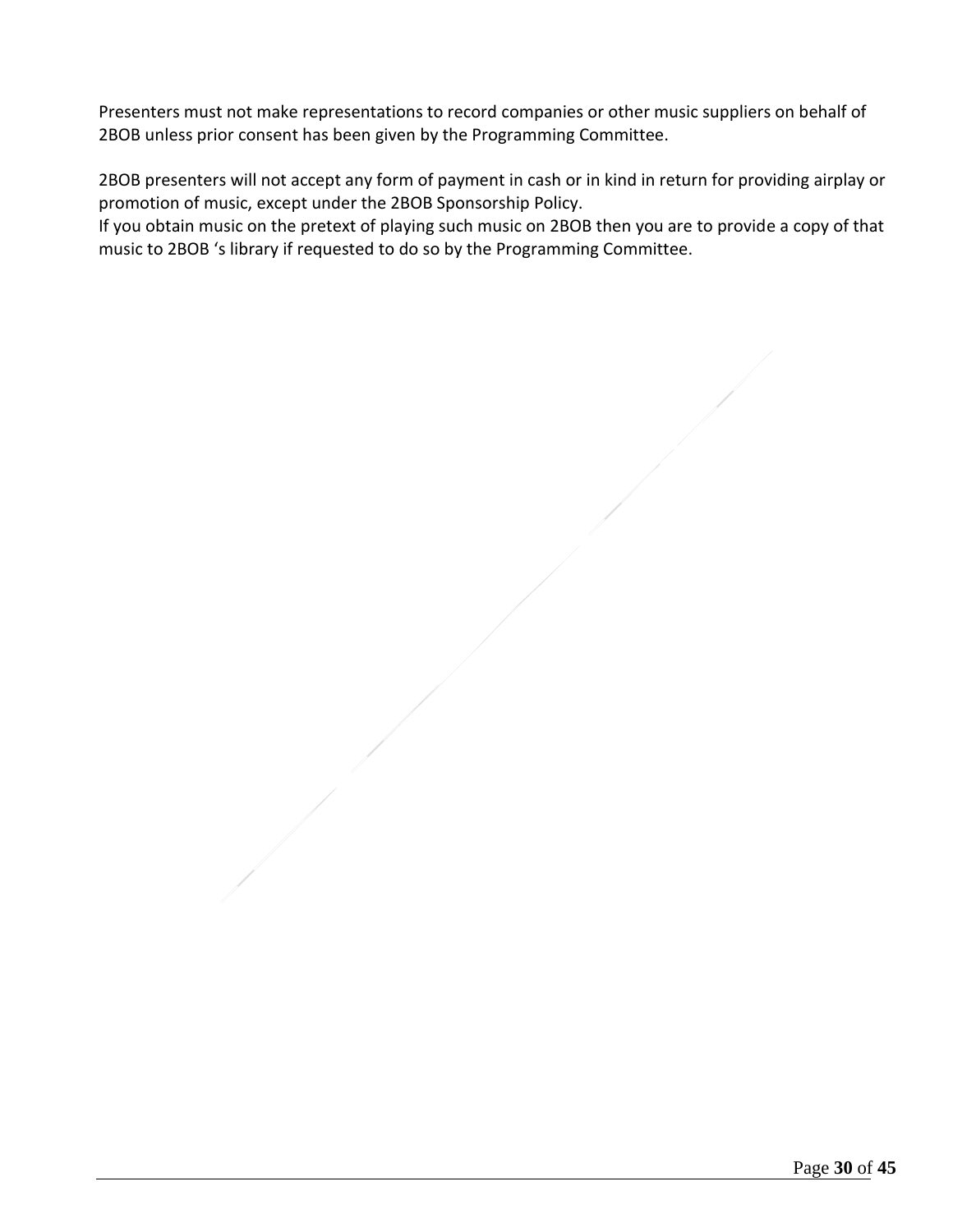Presenters must not make representations to record companies or other music suppliers on behalf of 2BOB unless prior consent has been given by the Programming Committee.

2BOB presenters will not accept any form of payment in cash or in kind in return for providing airplay or promotion of music, except under the 2BOB Sponsorship Policy.
If you obtain music on the pretext of playing such music on 2BOB then you are to provide a copy of that music to 2BOB 's library if requested to do so by the Programming Committee.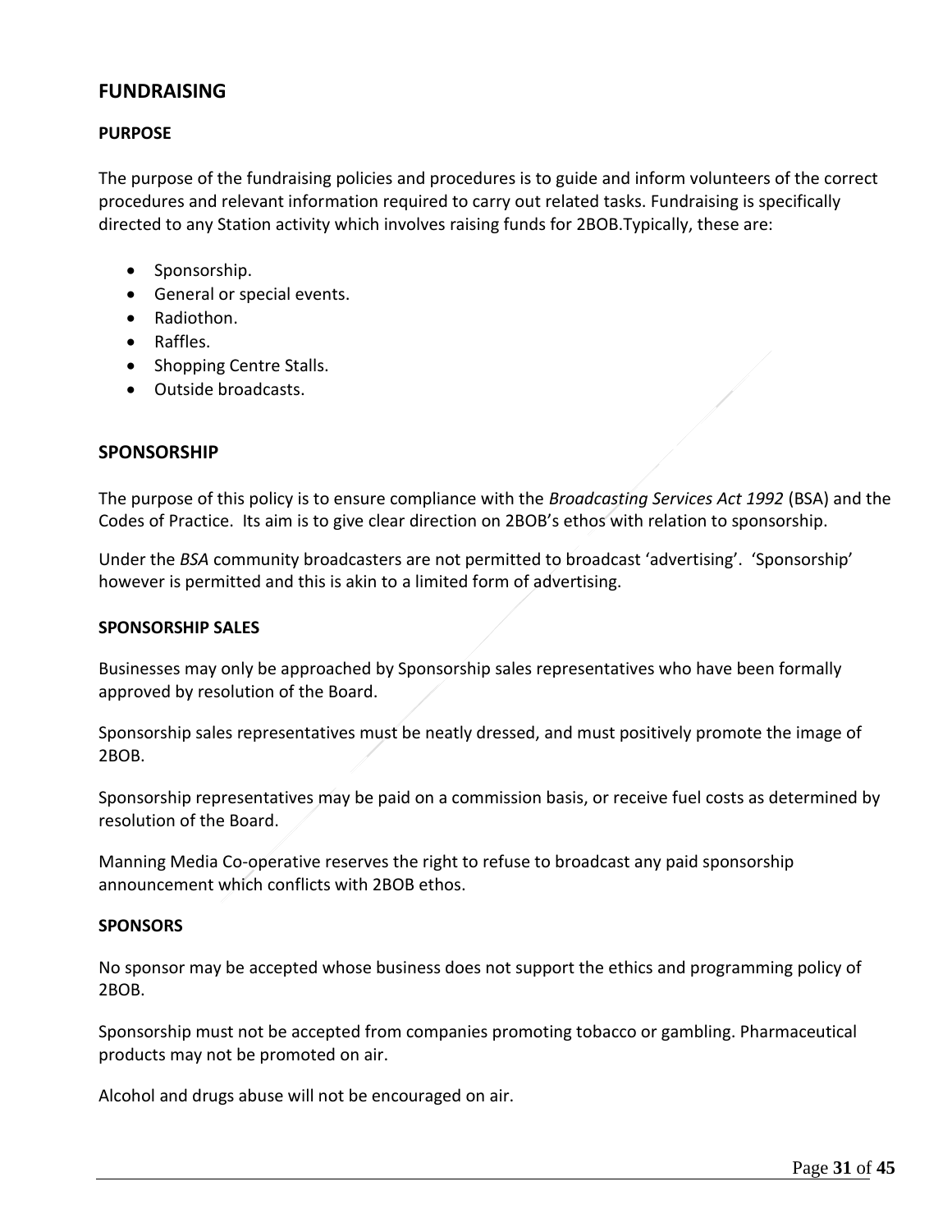## FUNDRAISING

### PURPOSE

The purpose of the fundraising policies and procedures is to guide and inform volunteers of the correct procedures and relevant information required to carry out related tasks. Fundraising is specifically directed to any Station activity which involves raising funds for 2BOB.Typically, these are:

- Sponsorship.
- General or special events.
- Radiothon.
- Raffles.
- Shopping Centre Stalls.
- Outside broadcasts.

## SPONSORSHIP

The purpose of this policy is to ensure compliance with the *Broadcasting Services Act 1992* (BSA) and the Codes of Practice. Its aim is to give clear direction on 2BOB's ethos with relation to sponsorship.

Under the *BSA* community broadcasters are not permitted to broadcast 'advertising'. 'Sponsorship' however is permitted and this is akin to a limited form of advertising.

### SPONSORSHIP SALES

Businesses may only be approached by Sponsorship sales representatives who have been formally approved by resolution of the Board.

Sponsorship sales representatives must be neatly dressed, and must positively promote the image of 2BOB.

Sponsorship representatives may be paid on a commission basis, or receive fuel costs as determined by resolution of the Board.

Manning Media Co-operative reserves the right to refuse to broadcast any paid sponsorship announcement which conflicts with 2BOB ethos.

### SPONSORS

No sponsor may be accepted whose business does not support the ethics and programming policy of 2BOB.

Sponsorship must not be accepted from companies promoting tobacco or gambling. Pharmaceutical products may not be promoted on air.

Alcohol and drugs abuse will not be encouraged on air.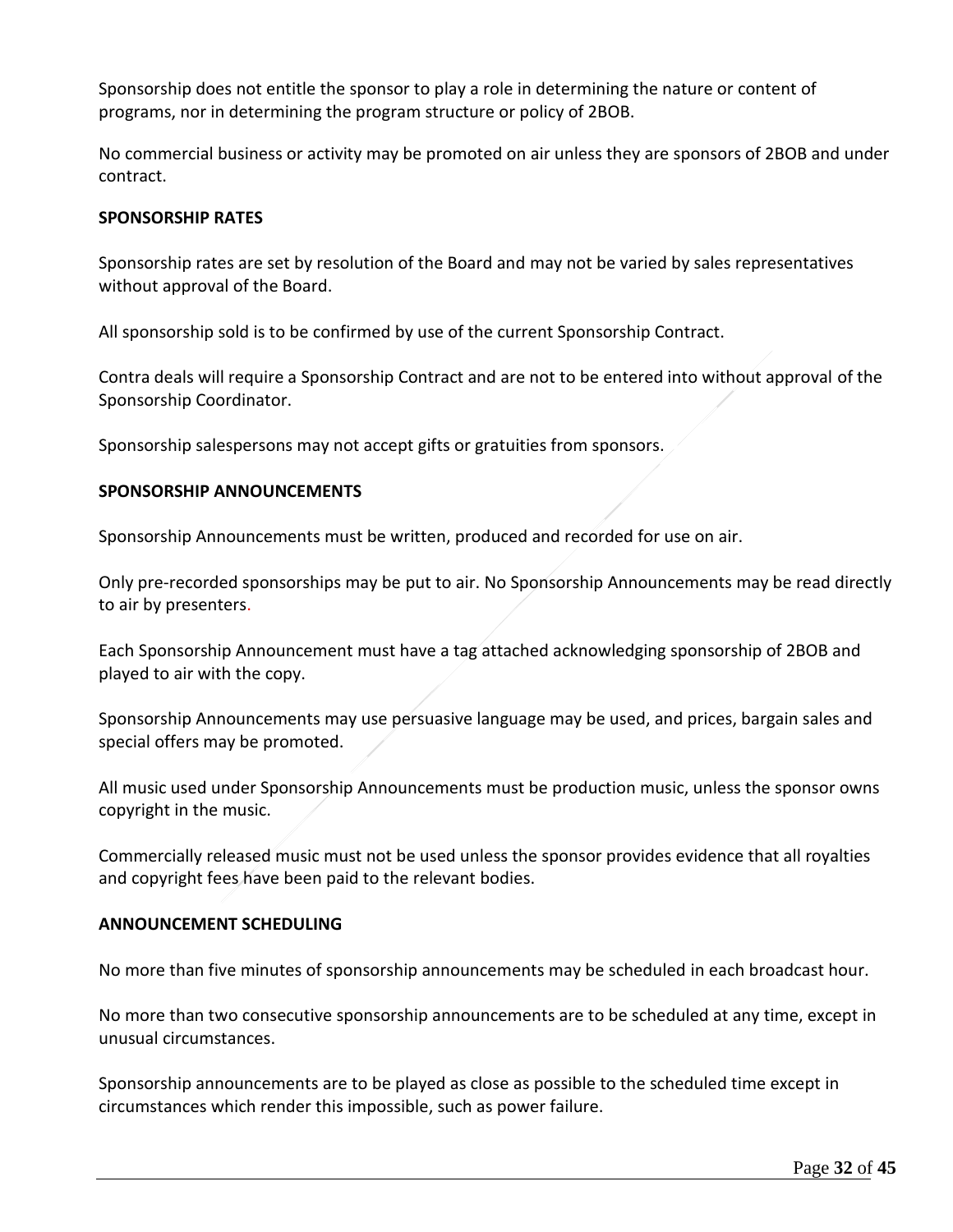Sponsorship does not entitle the sponsor to play a role in determining the nature or content of programs, nor in determining the program structure or policy of 2BOB.

No commercial business or activity may be promoted on air unless they are sponsors of 2BOB and under contract.

**SPONSORSHIP RATES**

Sponsorship rates are set by resolution of the Board and may not be varied by sales representatives without approval of the Board.

All sponsorship sold is to be confirmed by use of the current Sponsorship Contract.

Contra deals will require a Sponsorship Contract and are not to be entered into without approval of the Sponsorship Coordinator.

Sponsorship salespersons may not accept gifts or gratuities from sponsors.

**SPONSORSHIP ANNOUNCEMENTS**

Sponsorship Announcements must be written, produced and recorded for use on air.

Only pre-recorded sponsorships may be put to air. No Sponsorship Announcements may be read directly to air by presenters.

Each Sponsorship Announcement must have a tag attached acknowledging sponsorship of 2BOB and played to air with the copy.

Sponsorship Announcements may use persuasive language may be used, and prices, bargain sales and special offers may be promoted.

All music used under Sponsorship Announcements must be production music, unless the sponsor owns copyright in the music.

Commercially released music must not be used unless the sponsor provides evidence that all royalties and copyright fees have been paid to the relevant bodies.

**ANNOUNCEMENT SCHEDULING**

No more than five minutes of sponsorship announcements may be scheduled in each broadcast hour.

No more than two consecutive sponsorship announcements are to be scheduled at any time, except in unusual circumstances.

Sponsorship announcements are to be played as close as possible to the scheduled time except in circumstances which render this impossible, such as power failure.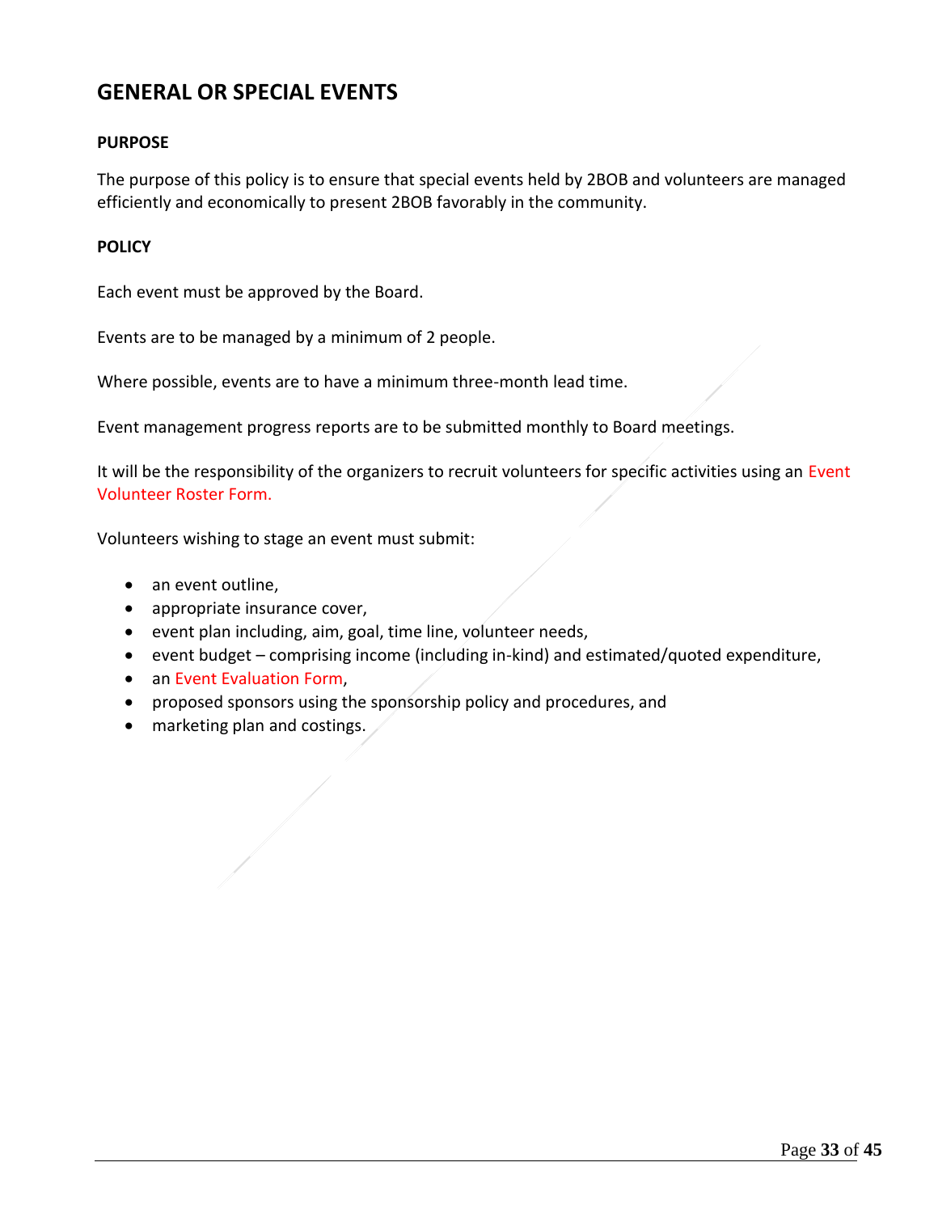# GENERAL OR SPECIAL EVENTS

**PURPOSE**

The purpose of this policy is to ensure that special events held by 2BOB and volunteers are managed efficiently and economically to present 2BOB favorably in the community.

**POLICY**

Each event must be approved by the Board.

Events are to be managed by a minimum of 2 people.

Where possible, events are to have a minimum three-month lead time.

Event management progress reports are to be submitted monthly to Board meetings.

It will be the responsibility of the organizers to recruit volunteers for specific activities using an Event Volunteer Roster Form.

Volunteers wishing to stage an event must submit:

- an event outline,
- appropriate insurance cover,
- event plan including, aim, goal, time line, volunteer needs,
- event budget – comprising income (including in-kind) and estimated/quoted expenditure,
- an Event Evaluation Form,
- proposed sponsors using the sponsorship policy and procedures, and
- marketing plan and costings.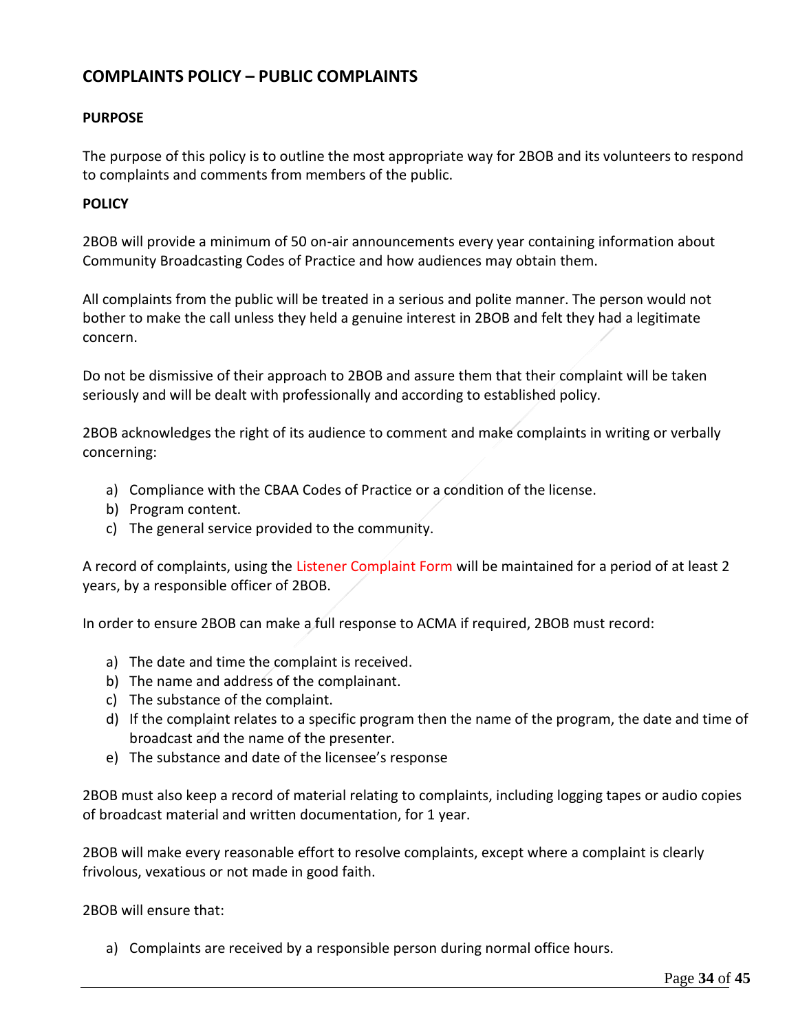## COMPLAINTS POLICY – PUBLIC COMPLAINTS

### PURPOSE

The purpose of this policy is to outline the most appropriate way for 2BOB and its volunteers to respond to complaints and comments from members of the public.

### POLICY

2BOB will provide a minimum of 50 on-air announcements every year containing information about Community Broadcasting Codes of Practice and how audiences may obtain them.

All complaints from the public will be treated in a serious and polite manner. The person would not bother to make the call unless they held a genuine interest in 2BOB and felt they had a legitimate concern.

Do not be dismissive of their approach to 2BOB and assure them that their complaint will be taken seriously and will be dealt with professionally and according to established policy.

2BOB acknowledges the right of its audience to comment and make complaints in writing or verbally concerning:

a) Compliance with the CBAA Codes of Practice or a condition of the license.
b) Program content.
c) The general service provided to the community.

A record of complaints, using the Listener Complaint Form will be maintained for a period of at least 2 years, by a responsible officer of 2BOB.

In order to ensure 2BOB can make a full response to ACMA if required, 2BOB must record:

a) The date and time the complaint is received.
b) The name and address of the complainant.
c) The substance of the complaint.
d) If the complaint relates to a specific program then the name of the program, the date and time of broadcast and the name of the presenter.
e) The substance and date of the licensee's response

2BOB must also keep a record of material relating to complaints, including logging tapes or audio copies of broadcast material and written documentation, for 1 year.

2BOB will make every reasonable effort to resolve complaints, except where a complaint is clearly frivolous, vexatious or not made in good faith.

2BOB will ensure that:

a) Complaints are received by a responsible person during normal office hours.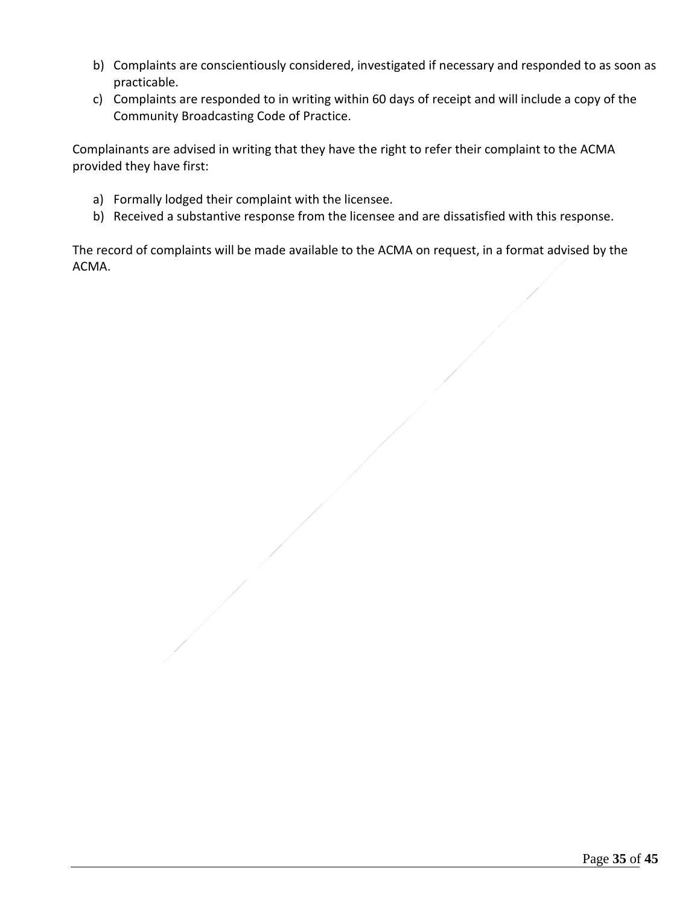b) Complaints are conscientiously considered, investigated if necessary and responded to as soon as practicable.
c) Complaints are responded to in writing within 60 days of receipt and will include a copy of the Community Broadcasting Code of Practice.

Complainants are advised in writing that they have the right to refer their complaint to the ACMA provided they have first:

a) Formally lodged their complaint with the licensee.
b) Received a substantive response from the licensee and are dissatisfied with this response.

The record of complaints will be made available to the ACMA on request, in a format advised by the ACMA.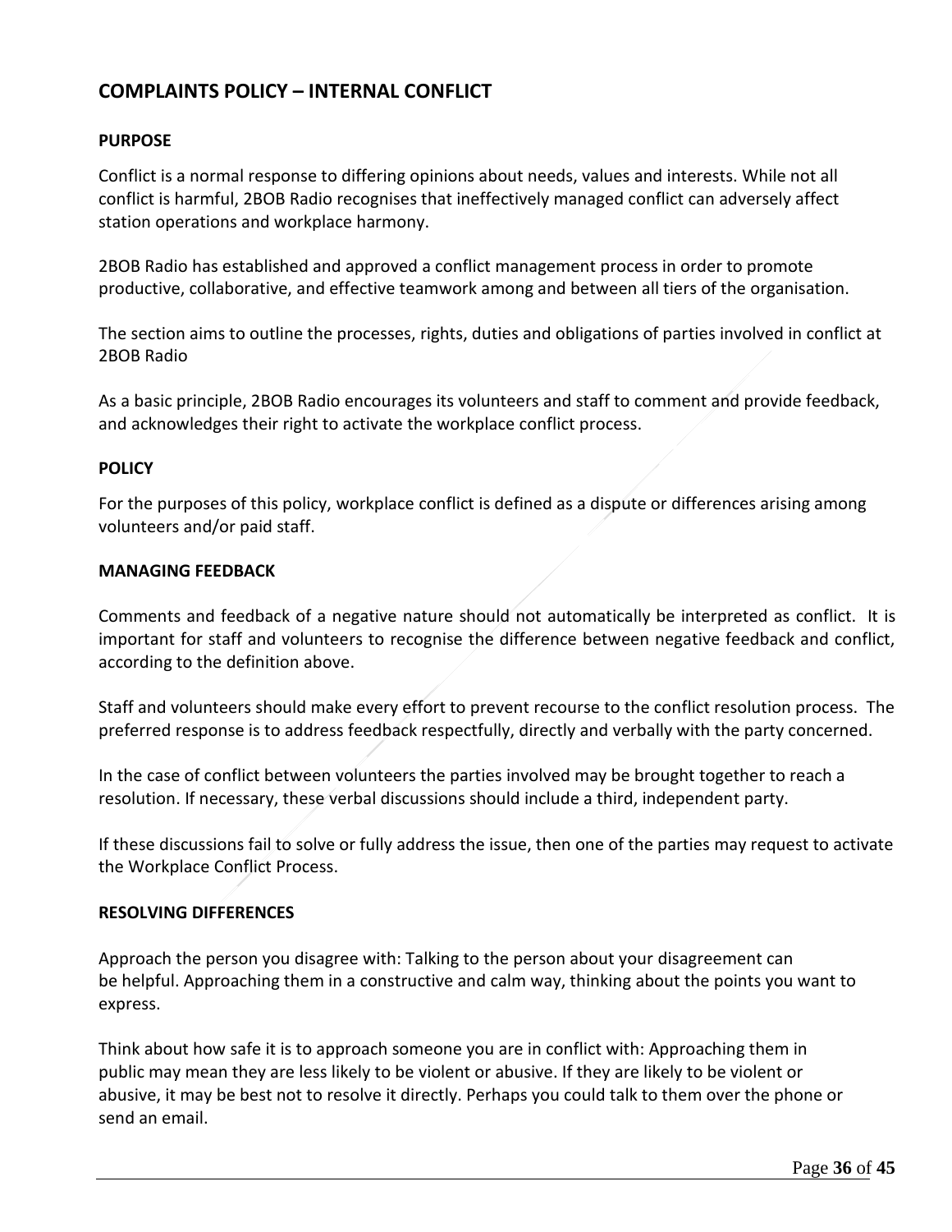## COMPLAINTS POLICY – INTERNAL CONFLICT

### PURPOSE

Conflict is a normal response to differing opinions about needs, values and interests. While not all conflict is harmful, 2BOB Radio recognises that ineffectively managed conflict can adversely affect station operations and workplace harmony.

2BOB Radio has established and approved a conflict management process in order to promote productive, collaborative, and effective teamwork among and between all tiers of the organisation.

The section aims to outline the processes, rights, duties and obligations of parties involved in conflict at 2BOB Radio

As a basic principle, 2BOB Radio encourages its volunteers and staff to comment and provide feedback, and acknowledges their right to activate the workplace conflict process.

### POLICY

For the purposes of this policy, workplace conflict is defined as a dispute or differences arising among volunteers and/or paid staff.

### MANAGING FEEDBACK

Comments and feedback of a negative nature should not automatically be interpreted as conflict. It is important for staff and volunteers to recognise the difference between negative feedback and conflict, according to the definition above.

Staff and volunteers should make every effort to prevent recourse to the conflict resolution process. The preferred response is to address feedback respectfully, directly and verbally with the party concerned.

In the case of conflict between volunteers the parties involved may be brought together to reach a resolution. If necessary, these verbal discussions should include a third, independent party.

If these discussions fail to solve or fully address the issue, then one of the parties may request to activate the Workplace Conflict Process.

### RESOLVING DIFFERENCES

Approach the person you disagree with: Talking to the person about your disagreement can be helpful. Approaching them in a constructive and calm way, thinking about the points you want to express.

Think about how safe it is to approach someone you are in conflict with: Approaching them in public may mean they are less likely to be violent or abusive. If they are likely to be violent or abusive, it may be best not to resolve it directly. Perhaps you could talk to them over the phone or send an email.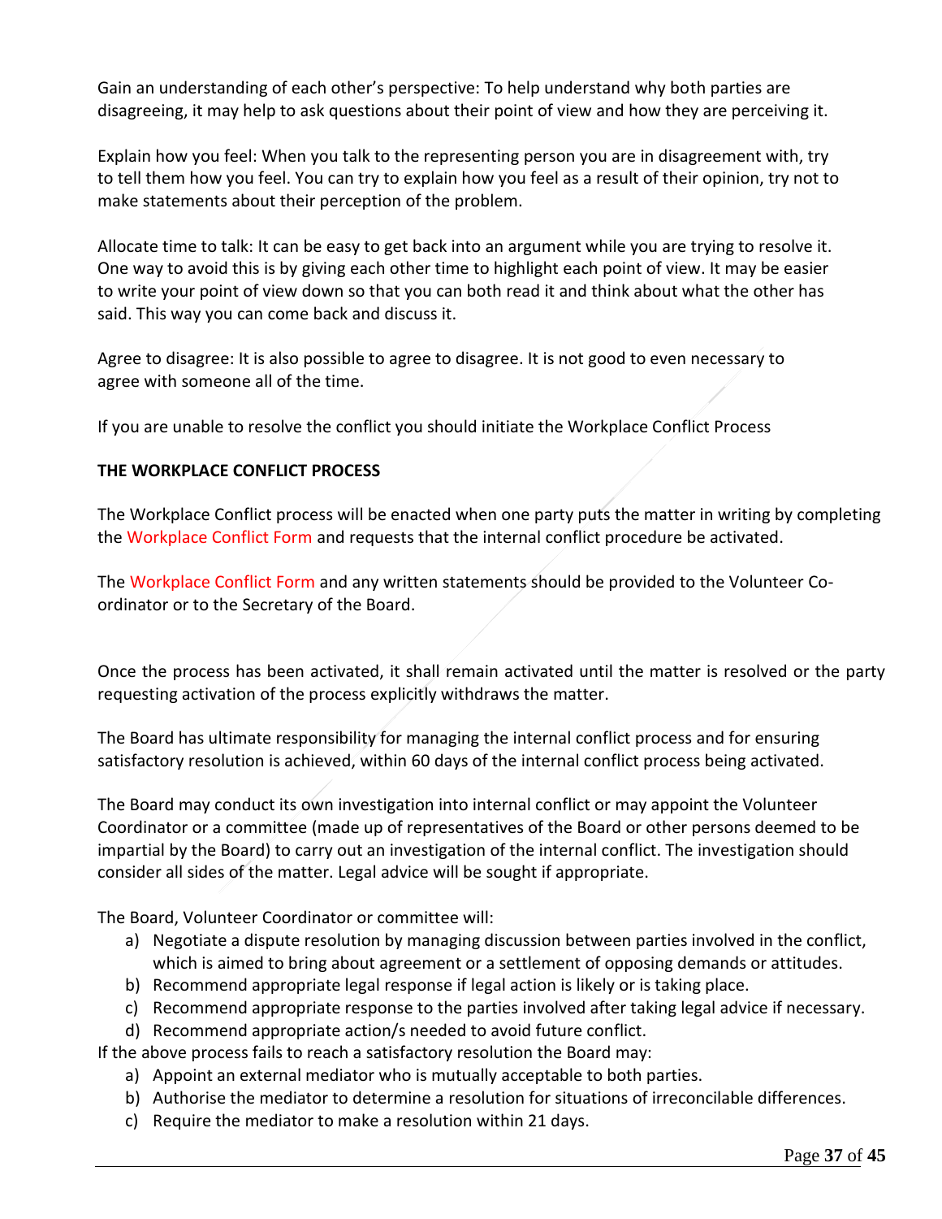Gain an understanding of each other's perspective: To help understand why both parties are disagreeing, it may help to ask questions about their point of view and how they are perceiving it.

Explain how you feel: When you talk to the representing person you are in disagreement with, try to tell them how you feel. You can try to explain how you feel as a result of their opinion, try not to make statements about their perception of the problem.

Allocate time to talk: It can be easy to get back into an argument while you are trying to resolve it. One way to avoid this is by giving each other time to highlight each point of view. It may be easier to write your point of view down so that you can both read it and think about what the other has said. This way you can come back and discuss it.

Agree to disagree: It is also possible to agree to disagree. It is not good to even necessary to agree with someone all of the time.

If you are unable to resolve the conflict you should initiate the Workplace Conflict Process

**THE WORKPLACE CONFLICT PROCESS**

The Workplace Conflict process will be enacted when one party puts the matter in writing by completing the Workplace Conflict Form and requests that the internal conflict procedure be activated.

The Workplace Conflict Form and any written statements should be provided to the Volunteer Co-ordinator or to the Secretary of the Board.

Once the process has been activated, it shall remain activated until the matter is resolved or the party requesting activation of the process explicitly withdraws the matter.

The Board has ultimate responsibility for managing the internal conflict process and for ensuring satisfactory resolution is achieved, within 60 days of the internal conflict process being activated.

The Board may conduct its own investigation into internal conflict or may appoint the Volunteer Coordinator or a committee (made up of representatives of the Board or other persons deemed to be impartial by the Board) to carry out an investigation of the internal conflict. The investigation should consider all sides of the matter. Legal advice will be sought if appropriate.

The Board, Volunteer Coordinator or committee will:

a) Negotiate a dispute resolution by managing discussion between parties involved in the conflict, which is aimed to bring about agreement or a settlement of opposing demands or attitudes.
b) Recommend appropriate legal response if legal action is likely or is taking place.
c) Recommend appropriate response to the parties involved after taking legal advice if necessary.
d) Recommend appropriate action/s needed to avoid future conflict.

If the above process fails to reach a satisfactory resolution the Board may:

a) Appoint an external mediator who is mutually acceptable to both parties.
b) Authorise the mediator to determine a resolution for situations of irreconcilable differences.
c) Require the mediator to make a resolution within 21 days.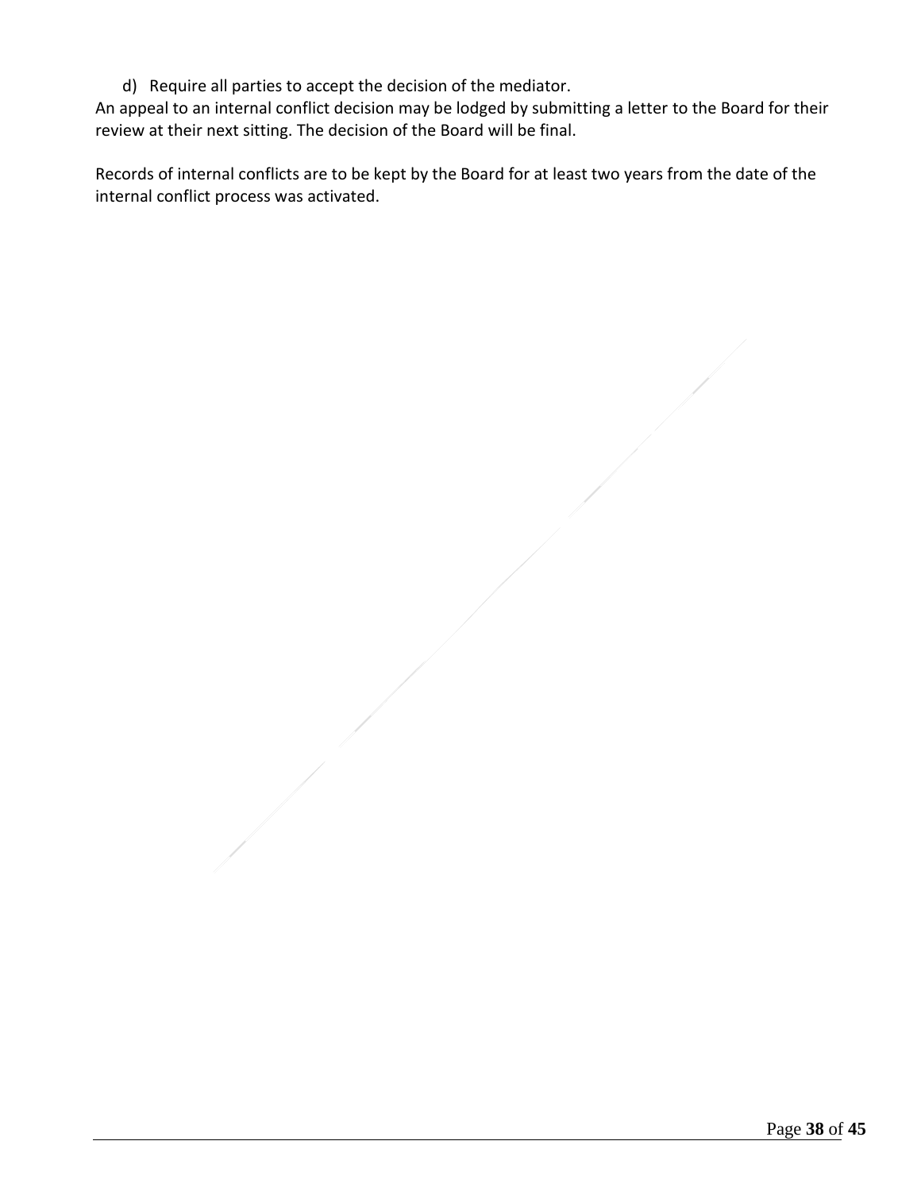d) Require all parties to accept the decision of the mediator.

An appeal to an internal conflict decision may be lodged by submitting a letter to the Board for their review at their next sitting. The decision of the Board will be final.

Records of internal conflicts are to be kept by the Board for at least two years from the date of the internal conflict process was activated.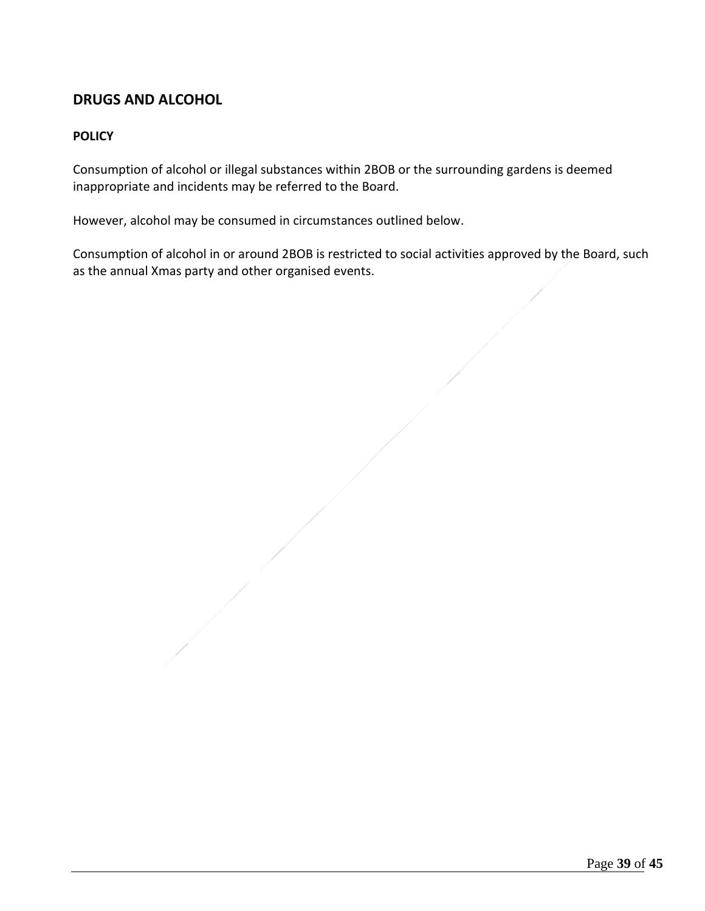## DRUGS AND ALCOHOL

### POLICY

Consumption of alcohol or illegal substances within 2BOB or the surrounding gardens is deemed inappropriate and incidents may be referred to the Board.

However, alcohol may be consumed in circumstances outlined below.

Consumption of alcohol in or around 2BOB is restricted to social activities approved by the Board, such as the annual Xmas party and other organised events.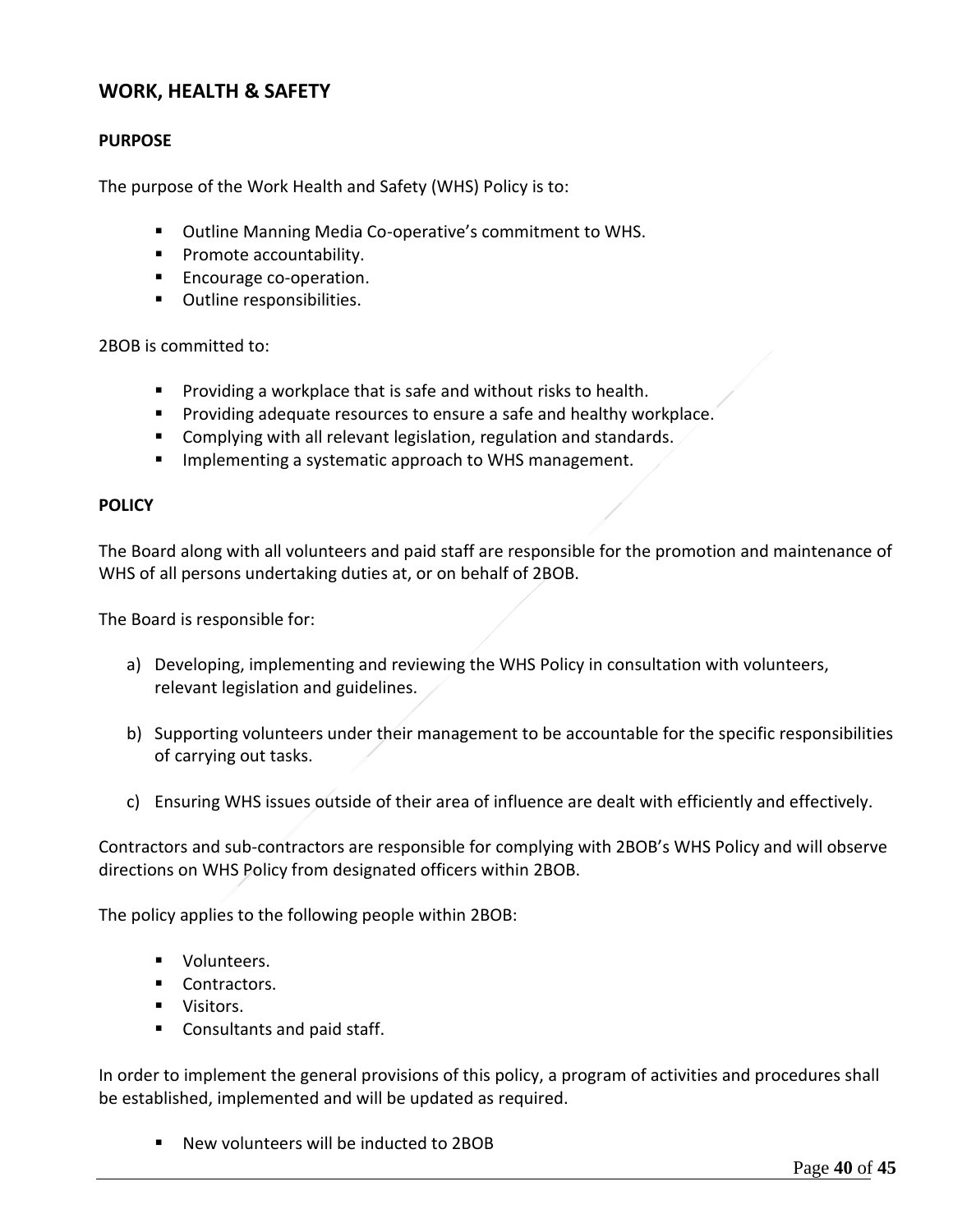## WORK, HEALTH & SAFETY

### PURPOSE

The purpose of the Work Health and Safety (WHS) Policy is to:

- Outline Manning Media Co-operative's commitment to WHS.
- Promote accountability.
- Encourage co-operation.
- Outline responsibilities.

2BOB is committed to:

- Providing a workplace that is safe and without risks to health.
- Providing adequate resources to ensure a safe and healthy workplace.
- Complying with all relevant legislation, regulation and standards.
- Implementing a systematic approach to WHS management.

### POLICY

The Board along with all volunteers and paid staff are responsible for the promotion and maintenance of WHS of all persons undertaking duties at, or on behalf of 2BOB.

The Board is responsible for:

a) Developing, implementing and reviewing the WHS Policy in consultation with volunteers, relevant legislation and guidelines.

b) Supporting volunteers under their management to be accountable for the specific responsibilities of carrying out tasks.

c) Ensuring WHS issues outside of their area of influence are dealt with efficiently and effectively.

Contractors and sub-contractors are responsible for complying with 2BOB's WHS Policy and will observe directions on WHS Policy from designated officers within 2BOB.

The policy applies to the following people within 2BOB:

- Volunteers.
- Contractors.
- Visitors.
- Consultants and paid staff.

In order to implement the general provisions of this policy, a program of activities and procedures shall be established, implemented and will be updated as required.

- New volunteers will be inducted to 2BOB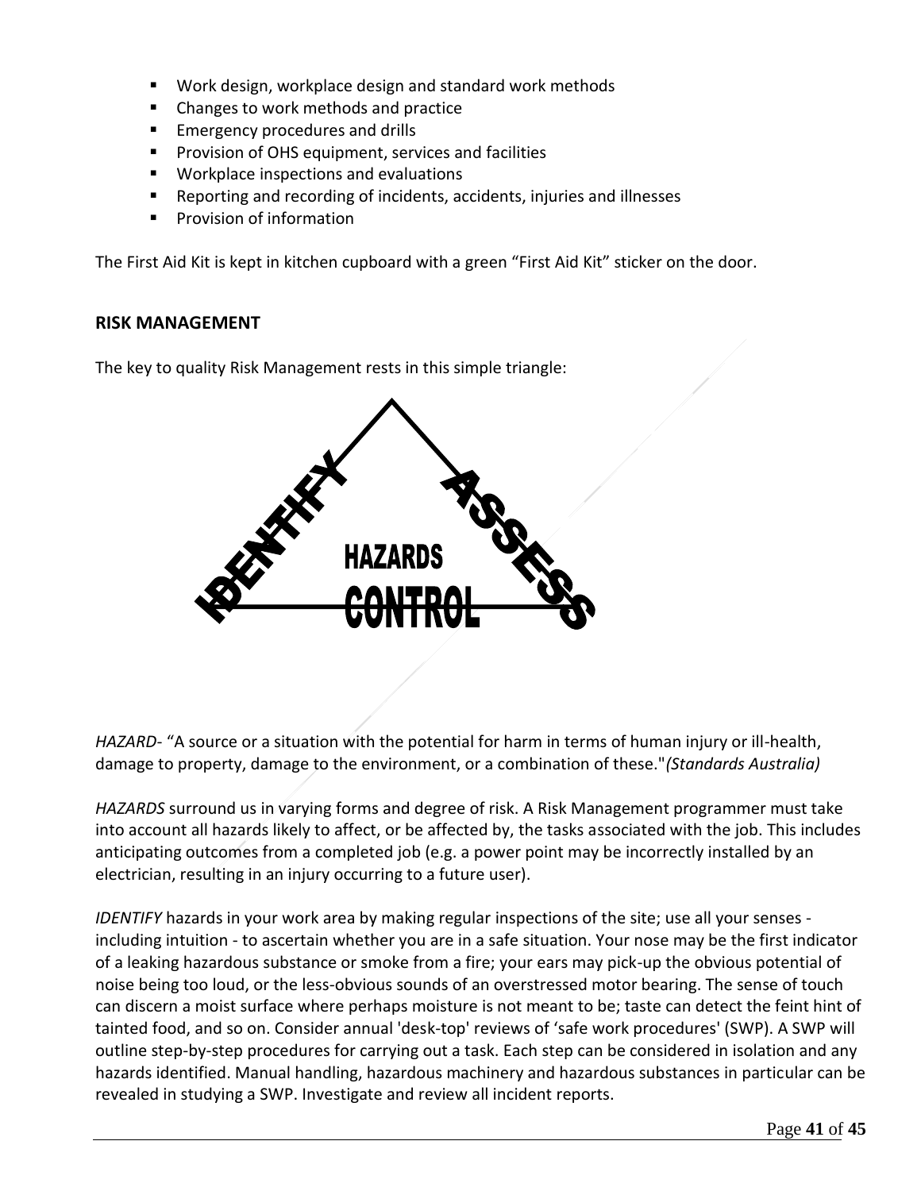- Work design, workplace design and standard work methods
- Changes to work methods and practice
- Emergency procedures and drills
- Provision of OHS equipment, services and facilities
- Workplace inspections and evaluations
- Reporting and recording of incidents, accidents, injuries and illnesses
- Provision of information

The First Aid Kit is kept in kitchen cupboard with a green "First Aid Kit" sticker on the door.

**RISK MANAGEMENT**

The key to quality Risk Management rests in this simple triangle:

IDENTIFY ASSESS HAZARDS CONTROL

*HAZARD*- "A source or a situation with the potential for harm in terms of human injury or ill-health, damage to property, damage to the environment, or a combination of these."*(Standards Australia)*

*HAZARDS* surround us in varying forms and degree of risk. A Risk Management programmer must take into account all hazards likely to affect, or be affected by, the tasks associated with the job. This includes anticipating outcomes from a completed job (e.g. a power point may be incorrectly installed by an electrician, resulting in an injury occurring to a future user).

*IDENTIFY* hazards in your work area by making regular inspections of the site; use all your senses - including intuition - to ascertain whether you are in a safe situation. Your nose may be the first indicator of a leaking hazardous substance or smoke from a fire; your ears may pick-up the obvious potential of noise being too loud, or the less-obvious sounds of an overstressed motor bearing. The sense of touch can discern a moist surface where perhaps moisture is not meant to be; taste can detect the feint hint of tainted food, and so on. Consider annual 'desk-top' reviews of 'safe work procedures' (SWP). A SWP will outline step-by-step procedures for carrying out a task. Each step can be considered in isolation and any hazards identified. Manual handling, hazardous machinery and hazardous substances in particular can be revealed in studying a SWP. Investigate and review all incident reports.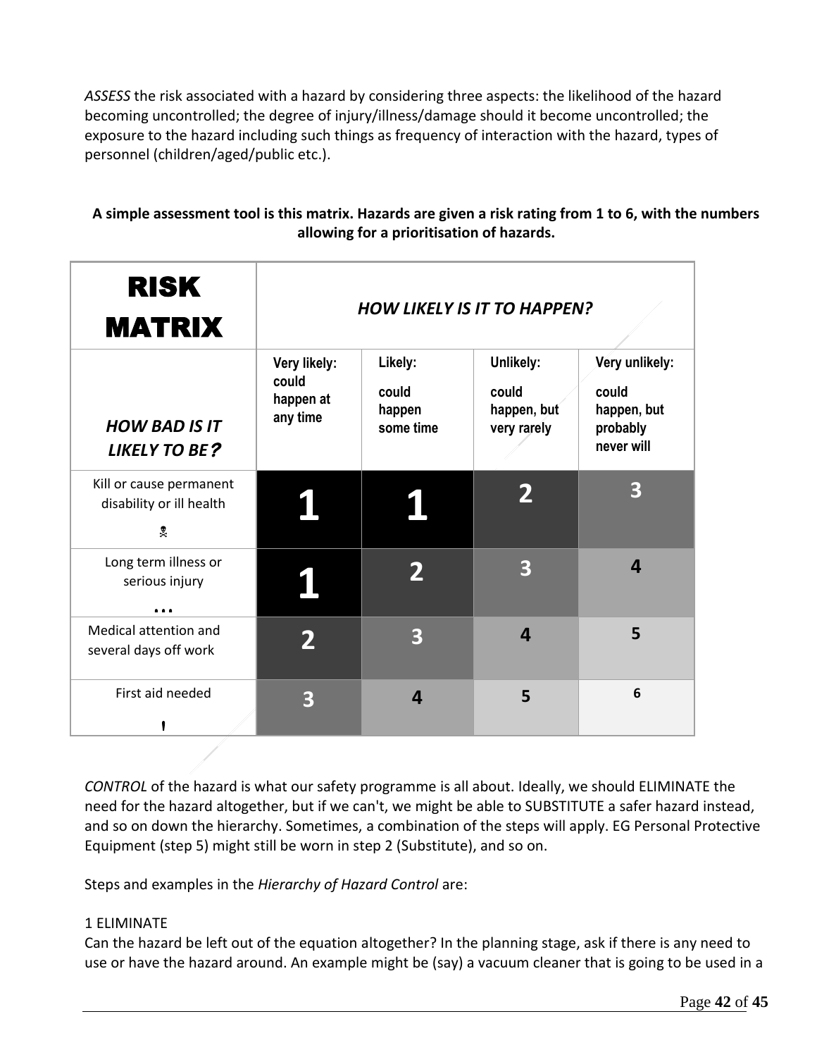*ASSESS* the risk associated with a hazard by considering three aspects: the likelihood of the hazard becoming uncontrolled; the degree of injury/illness/damage should it become uncontrolled; the exposure to the hazard including such things as frequency of interaction with the hazard, types of personnel (children/aged/public etc.).

**A simple assessment tool is this matrix. Hazards are given a risk rating from 1 to 6, with the numbers allowing for a prioritisation of hazards.**

| **RISK MATRIX** | ***HOW LIKELY IS IT TO HAPPEN?*** | | | |
|---|---|---|---|---|
| ***HOW BAD IS IT LIKELY TO BE?*** | **Very likely: could happen at any time** | **Likely: could happen some time** | **Unlikely: could happen, but very rarely** | **Very unlikely: could happen, but probably never will** |
| Kill or cause permanent disability or ill health ☠ | **1** | **1** | **2** | **3** |
| Long term illness or serious injury … | **1** | **2** | **3** | **4** |
| Medical attention and several days off work | **2** | **3** | **4** | **5** |
| First aid needed ! | **3** | **4** | **5** | **6** |

*CONTROL* of the hazard is what our safety programme is all about. Ideally, we should ELIMINATE the need for the hazard altogether, but if we can't, we might be able to SUBSTITUTE a safer hazard instead, and so on down the hierarchy. Sometimes, a combination of the steps will apply. EG Personal Protective Equipment (step 5) might still be worn in step 2 (Substitute), and so on.

Steps and examples in the *Hierarchy of Hazard Control* are:

1 ELIMINATE
Can the hazard be left out of the equation altogether? In the planning stage, ask if there is any need to use or have the hazard around. An example might be (say) a vacuum cleaner that is going to be used in a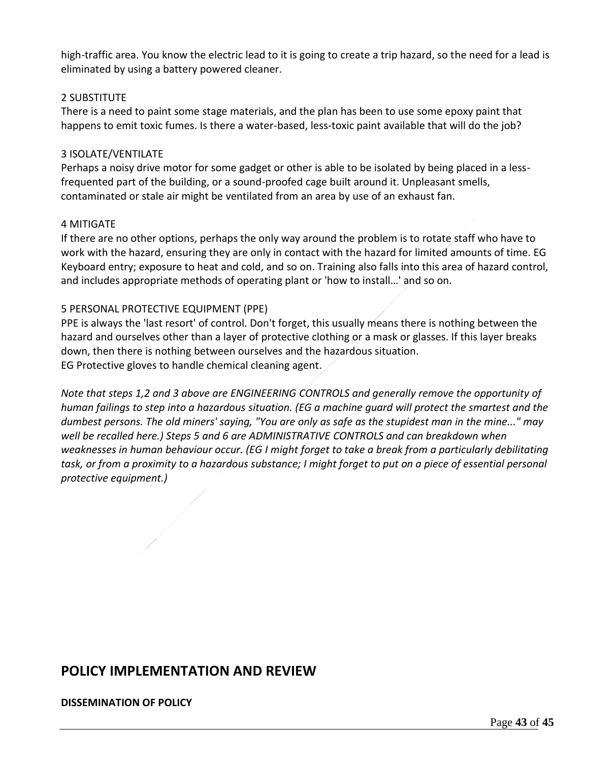high-traffic area. You know the electric lead to it is going to create a trip hazard, so the need for a lead is eliminated by using a battery powered cleaner.

2 SUBSTITUTE

There is a need to paint some stage materials, and the plan has been to use some epoxy paint that happens to emit toxic fumes. Is there a water-based, less-toxic paint available that will do the job?

3 ISOLATE/VENTILATE

Perhaps a noisy drive motor for some gadget or other is able to be isolated by being placed in a less-frequented part of the building, or a sound-proofed cage built around it. Unpleasant smells, contaminated or stale air might be ventilated from an area by use of an exhaust fan.

4 MITIGATE

If there are no other options, perhaps the only way around the problem is to rotate staff who have to work with the hazard, ensuring they are only in contact with the hazard for limited amounts of time. EG Keyboard entry; exposure to heat and cold, and so on. Training also falls into this area of hazard control, and includes appropriate methods of operating plant or 'how to install…' and so on.

5 PERSONAL PROTECTIVE EQUIPMENT (PPE)

PPE is always the 'last resort' of control. Don't forget, this usually means there is nothing between the hazard and ourselves other than a layer of protective clothing or a mask or glasses. If this layer breaks down, then there is nothing between ourselves and the hazardous situation.
EG Protective gloves to handle chemical cleaning agent.

*Note that steps 1,2 and 3 above are ENGINEERING CONTROLS and generally remove the opportunity of human failings to step into a hazardous situation. (EG a machine guard will protect the smartest and the dumbest persons. The old miners' saying, "You are only as safe as the stupidest man in the mine..." may well be recalled here.) Steps 5 and 6 are ADMINISTRATIVE CONTROLS and can breakdown when weaknesses in human behaviour occur. (EG I might forget to take a break from a particularly debilitating task, or from a proximity to a hazardous substance; I might forget to put on a piece of essential personal protective equipment.)*

## POLICY IMPLEMENTATION AND REVIEW

**DISSEMINATION OF POLICY**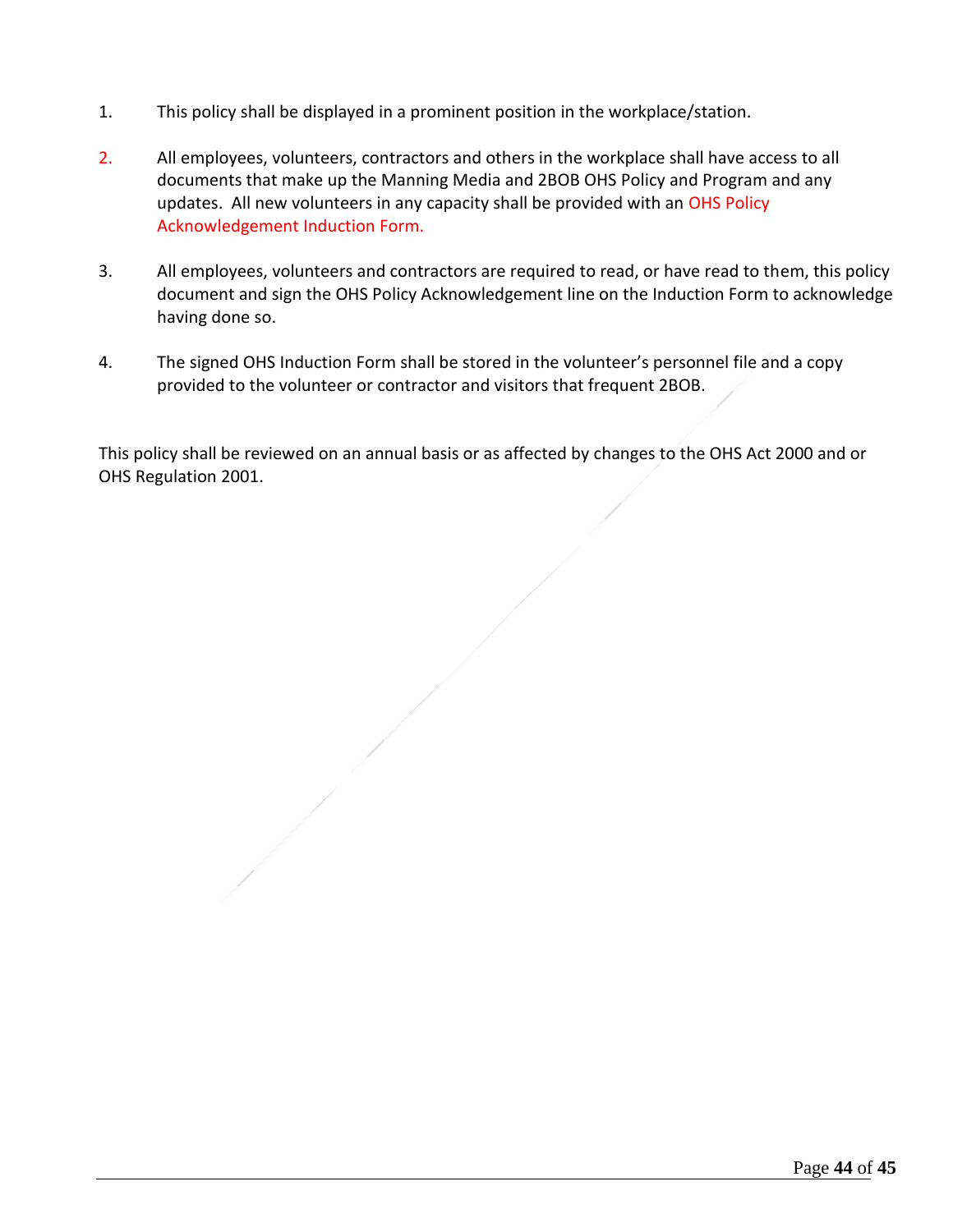1. This policy shall be displayed in a prominent position in the workplace/station.

2. All employees, volunteers, contractors and others in the workplace shall have access to all documents that make up the Manning Media and 2BOB OHS Policy and Program and any updates. All new volunteers in any capacity shall be provided with an OHS Policy Acknowledgement Induction Form.

3. All employees, volunteers and contractors are required to read, or have read to them, this policy document and sign the OHS Policy Acknowledgement line on the Induction Form to acknowledge having done so.

4. The signed OHS Induction Form shall be stored in the volunteer's personnel file and a copy provided to the volunteer or contractor and visitors that frequent 2BOB.

This policy shall be reviewed on an annual basis or as affected by changes to the OHS Act 2000 and or OHS Regulation 2001.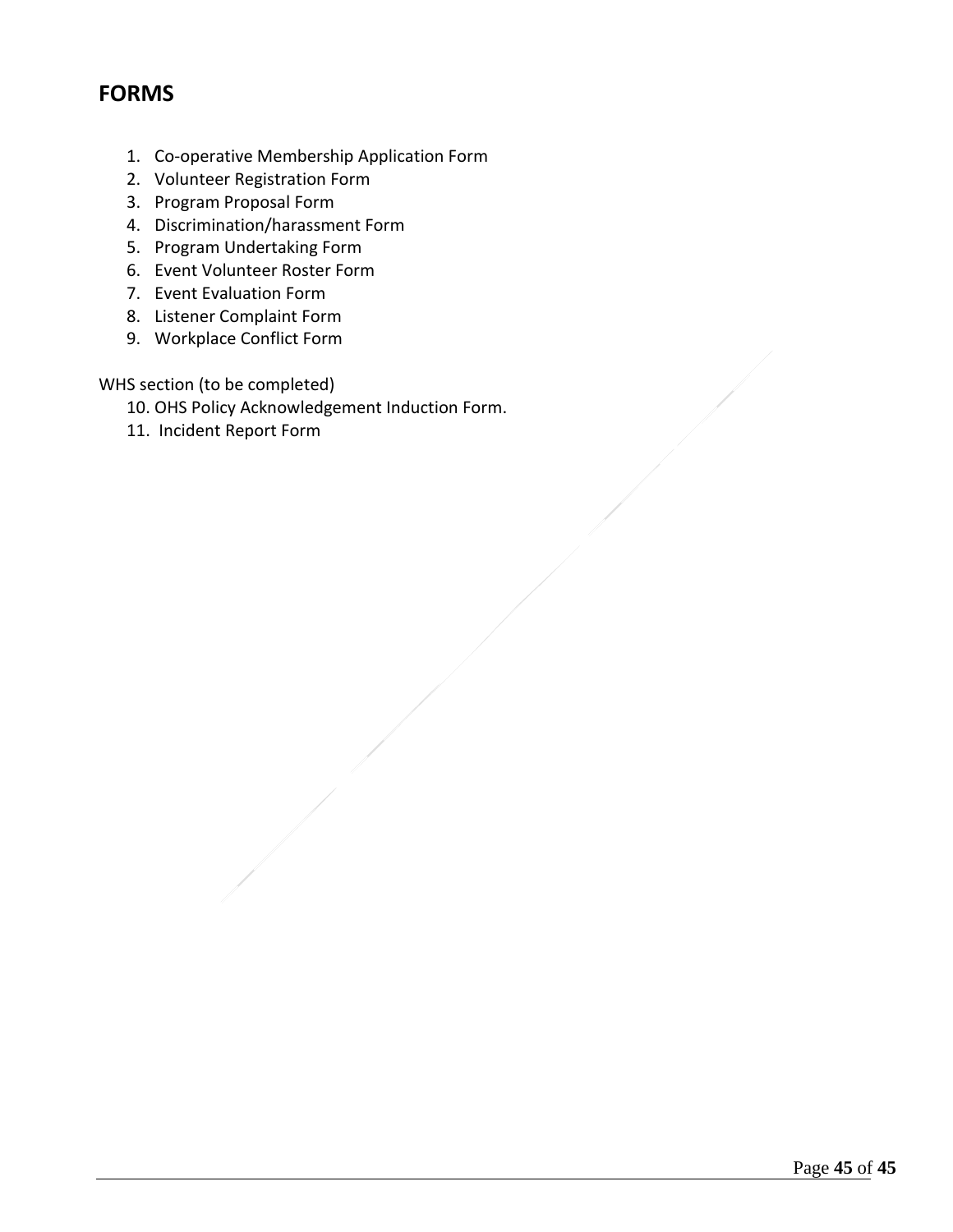## FORMS

1. Co-operative Membership Application Form
2. Volunteer Registration Form
3. Program Proposal Form
4. Discrimination/harassment Form
5. Program Undertaking Form
6. Event Volunteer Roster Form
7. Event Evaluation Form
8. Listener Complaint Form
9. Workplace Conflict Form

WHS section (to be completed)

10. OHS Policy Acknowledgement Induction Form.
11. Incident Report Form